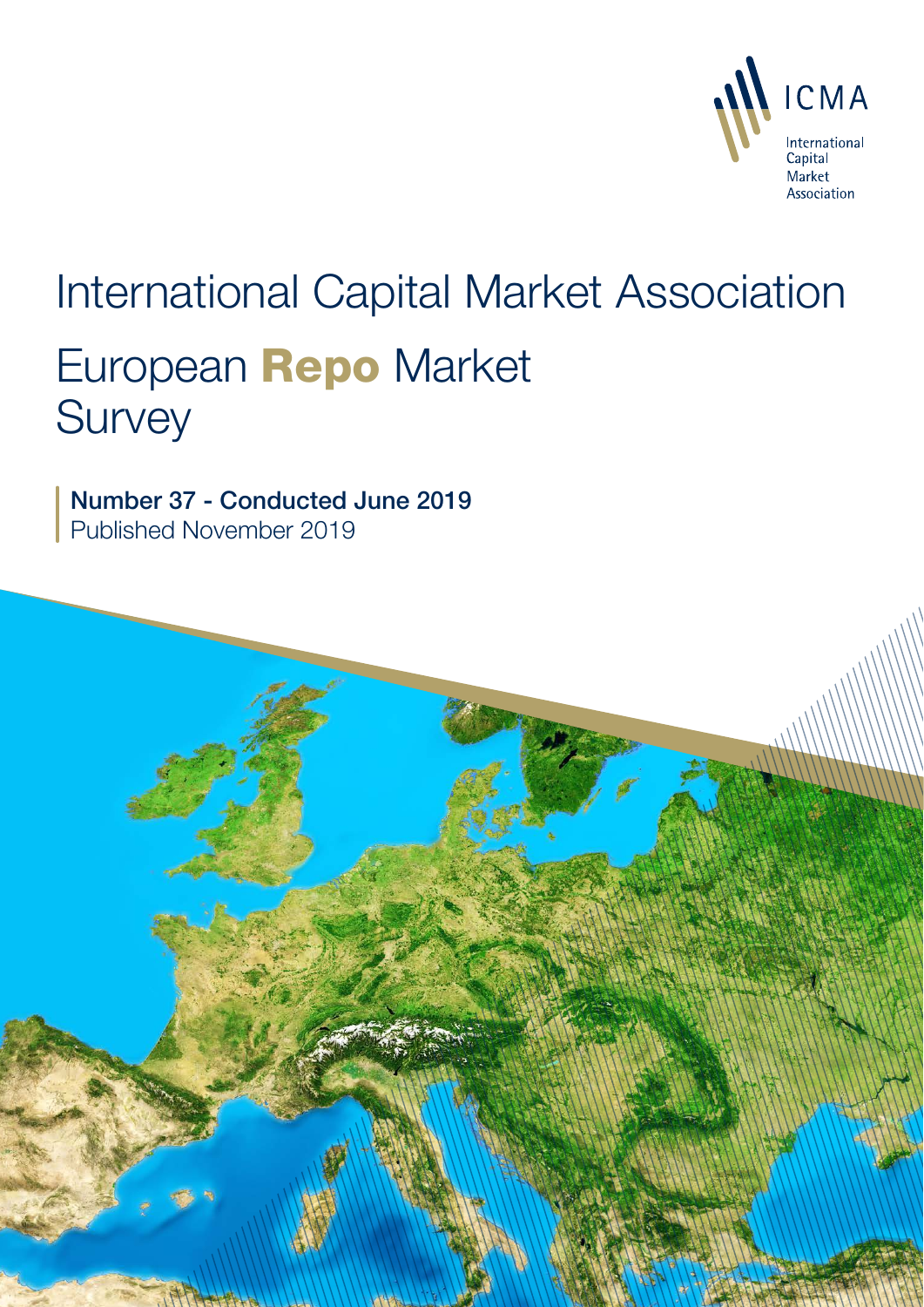ICMA

International Capital Market Association

# International Capital Market Association

# European **Repo** Market Survey

**Number 37 - Conducted June 2019**
Published November 2019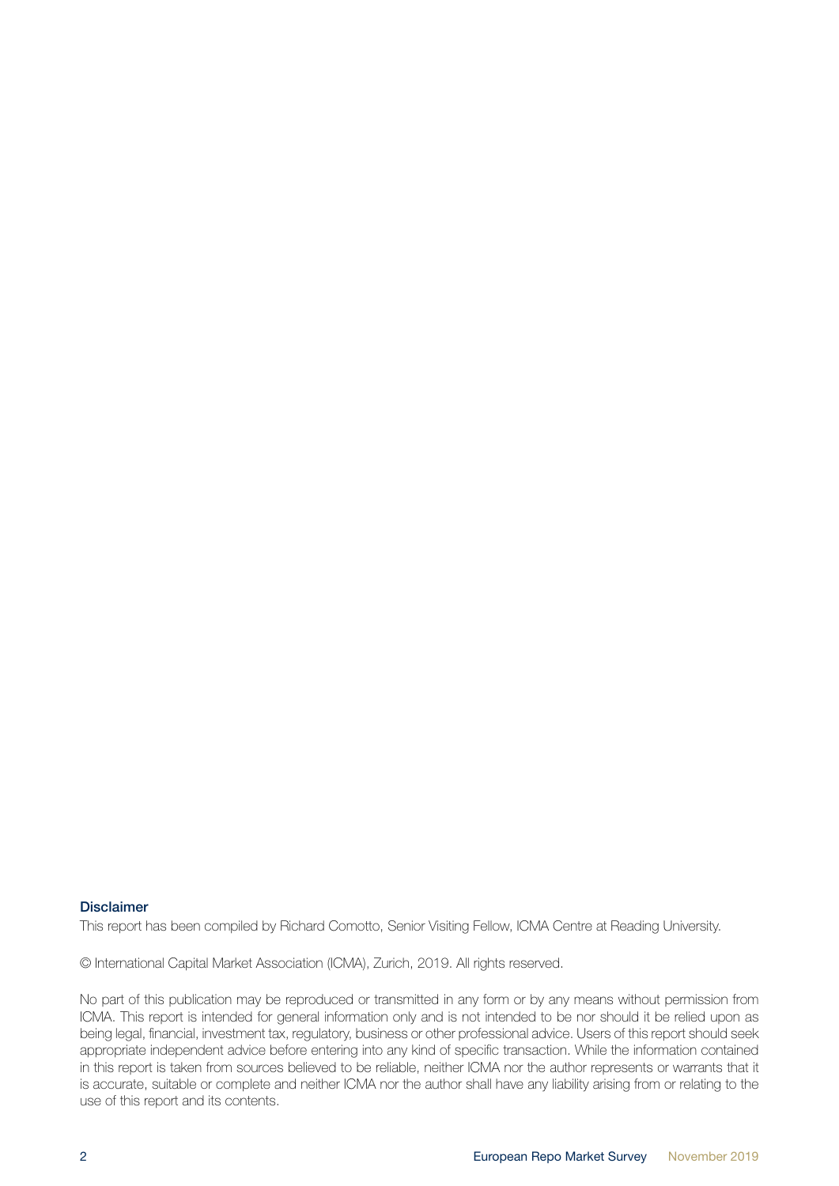### Disclaimer

This report has been compiled by Richard Comotto, Senior Visiting Fellow, ICMA Centre at Reading University.

© International Capital Market Association (ICMA), Zurich, 2019. All rights reserved.

No part of this publication may be reproduced or transmitted in any form or by any means without permission from ICMA. This report is intended for general information only and is not intended to be nor should it be relied upon as being legal, financial, investment tax, regulatory, business or other professional advice. Users of this report should seek appropriate independent advice before entering into any kind of specific transaction. While the information contained in this report is taken from sources believed to be reliable, neither ICMA nor the author represents or warrants that it is accurate, suitable or complete and neither ICMA nor the author shall have any liability arising from or relating to the use of this report and its contents.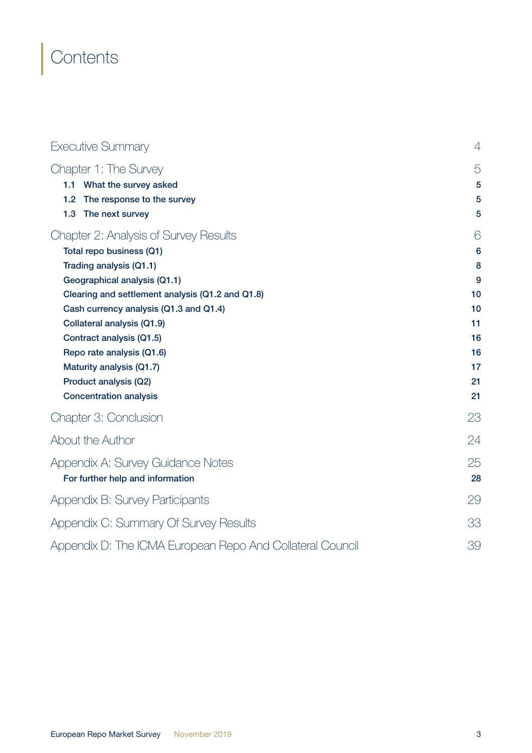# Contents

| | |
|---|---|
| Executive Summary | 4 |
| Chapter 1: The Survey | 5 |
| 1.1 What the survey asked | 5 |
| 1.2 The response to the survey | 5 |
| 1.3 The next survey | 5 |
| Chapter 2: Analysis of Survey Results | 6 |
| Total repo business (Q1) | 6 |
| Trading analysis (Q1.1) | 8 |
| Geographical analysis (Q1.1) | 9 |
| Clearing and settlement analysis (Q1.2 and Q1.8) | 10 |
| Cash currency analysis (Q1.3 and Q1.4) | 10 |
| Collateral analysis (Q1.9) | 11 |
| Contract analysis (Q1.5) | 16 |
| Repo rate analysis (Q1.6) | 16 |
| Maturity analysis (Q1.7) | 17 |
| Product analysis (Q2) | 21 |
| Concentration analysis | 21 |
| Chapter 3: Conclusion | 23 |
| About the Author | 24 |
| Appendix A: Survey Guidance Notes | 25 |
| For further help and information | 28 |
| Appendix B: Survey Participants | 29 |
| Appendix C: Summary Of Survey Results | 33 |
| Appendix D: The ICMA European Repo And Collateral Council | 39 |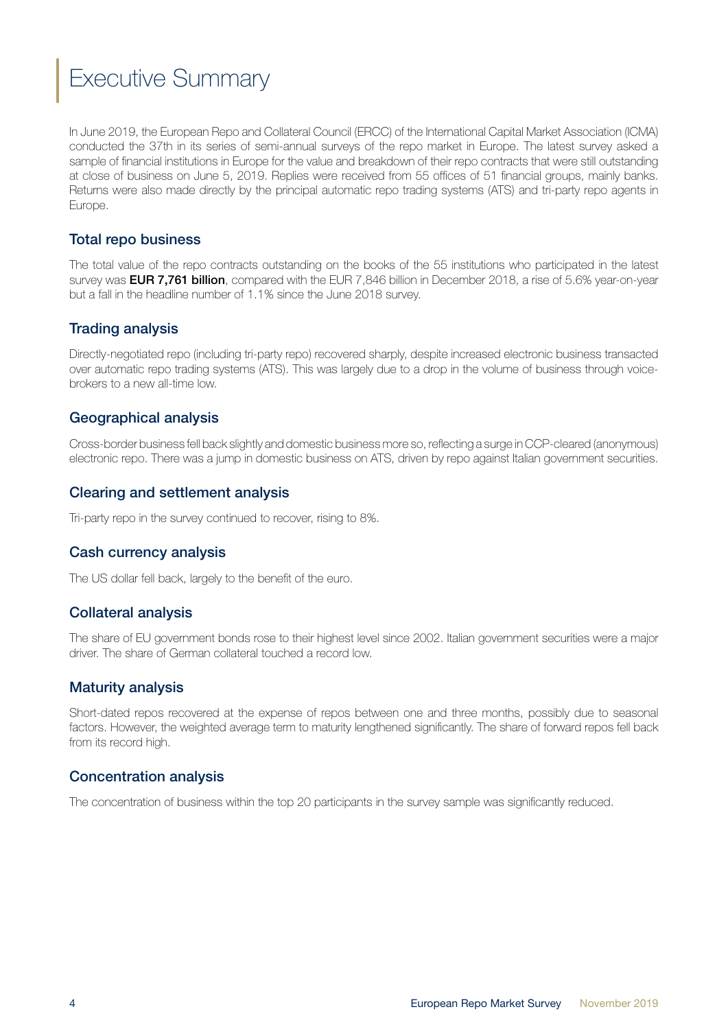# Executive Summary

In June 2019, the European Repo and Collateral Council (ERCC) of the International Capital Market Association (ICMA) conducted the 37th in its series of semi-annual surveys of the repo market in Europe. The latest survey asked a sample of financial institutions in Europe for the value and breakdown of their repo contracts that were still outstanding at close of business on June 5, 2019. Replies were received from 55 offices of 51 financial groups, mainly banks. Returns were also made directly by the principal automatic repo trading systems (ATS) and tri-party repo agents in Europe.

## Total repo business

The total value of the repo contracts outstanding on the books of the 55 institutions who participated in the latest survey was **EUR 7,761 billion**, compared with the EUR 7,846 billion in December 2018, a rise of 5.6% year-on-year but a fall in the headline number of 1.1% since the June 2018 survey.

## Trading analysis

Directly-negotiated repo (including tri-party repo) recovered sharply, despite increased electronic business transacted over automatic repo trading systems (ATS). This was largely due to a drop in the volume of business through voice-brokers to a new all-time low.

## Geographical analysis

Cross-border business fell back slightly and domestic business more so, reflecting a surge in CCP-cleared (anonymous) electronic repo. There was a jump in domestic business on ATS, driven by repo against Italian government securities.

## Clearing and settlement analysis

Tri-party repo in the survey continued to recover, rising to 8%.

## Cash currency analysis

The US dollar fell back, largely to the benefit of the euro.

## Collateral analysis

The share of EU government bonds rose to their highest level since 2002. Italian government securities were a major driver. The share of German collateral touched a record low.

## Maturity analysis

Short-dated repos recovered at the expense of repos between one and three months, possibly due to seasonal factors. However, the weighted average term to maturity lengthened significantly. The share of forward repos fell back from its record high.

## Concentration analysis

The concentration of business within the top 20 participants in the survey sample was significantly reduced.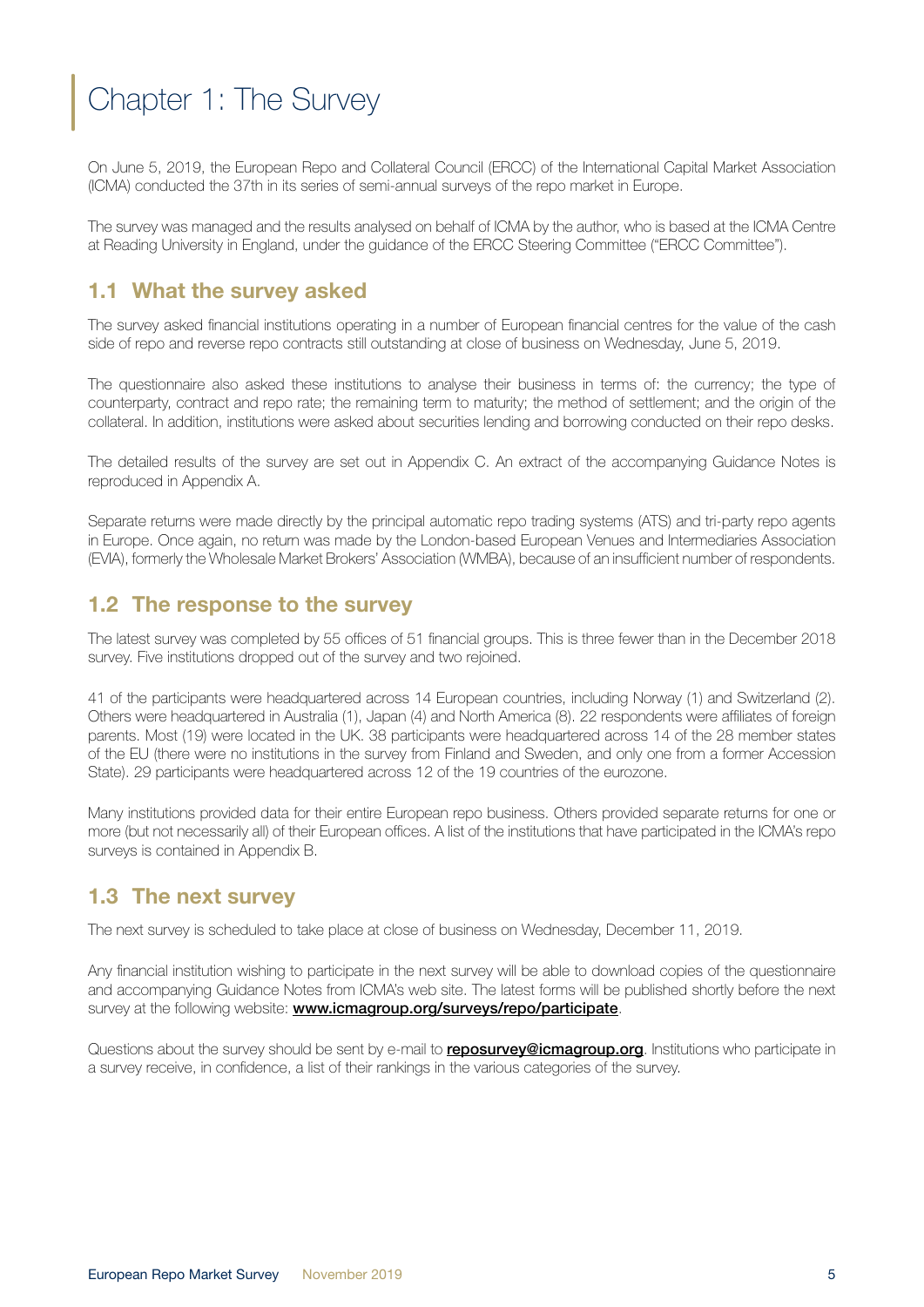# Chapter 1: The Survey

On June 5, 2019, the European Repo and Collateral Council (ERCC) of the International Capital Market Association (ICMA) conducted the 37th in its series of semi-annual surveys of the repo market in Europe.

The survey was managed and the results analysed on behalf of ICMA by the author, who is based at the ICMA Centre at Reading University in England, under the guidance of the ERCC Steering Committee ("ERCC Committee").

## 1.1 What the survey asked

The survey asked financial institutions operating in a number of European financial centres for the value of the cash side of repo and reverse repo contracts still outstanding at close of business on Wednesday, June 5, 2019.

The questionnaire also asked these institutions to analyse their business in terms of: the currency; the type of counterparty, contract and repo rate; the remaining term to maturity; the method of settlement; and the origin of the collateral. In addition, institutions were asked about securities lending and borrowing conducted on their repo desks.

The detailed results of the survey are set out in Appendix C. An extract of the accompanying Guidance Notes is reproduced in Appendix A.

Separate returns were made directly by the principal automatic repo trading systems (ATS) and tri-party repo agents in Europe. Once again, no return was made by the London-based European Venues and Intermediaries Association (EVIA), formerly the Wholesale Market Brokers' Association (WMBA), because of an insufficient number of respondents.

## 1.2 The response to the survey

The latest survey was completed by 55 offices of 51 financial groups. This is three fewer than in the December 2018 survey. Five institutions dropped out of the survey and two rejoined.

41 of the participants were headquartered across 14 European countries, including Norway (1) and Switzerland (2). Others were headquartered in Australia (1), Japan (4) and North America (8). 22 respondents were affiliates of foreign parents. Most (19) were located in the UK. 38 participants were headquartered across 14 of the 28 member states of the EU (there were no institutions in the survey from Finland and Sweden, and only one from a former Accession State). 29 participants were headquartered across 12 of the 19 countries of the eurozone.

Many institutions provided data for their entire European repo business. Others provided separate returns for one or more (but not necessarily all) of their European offices. A list of the institutions that have participated in the ICMA's repo surveys is contained in Appendix B.

## 1.3 The next survey

The next survey is scheduled to take place at close of business on Wednesday, December 11, 2019.

Any financial institution wishing to participate in the next survey will be able to download copies of the questionnaire and accompanying Guidance Notes from ICMA's web site. The latest forms will be published shortly before the next survey at the following website: **www.icmagroup.org/surveys/repo/participate**.

Questions about the survey should be sent by e-mail to **reposurvey@icmagroup.org**. Institutions who participate in a survey receive, in confidence, a list of their rankings in the various categories of the survey.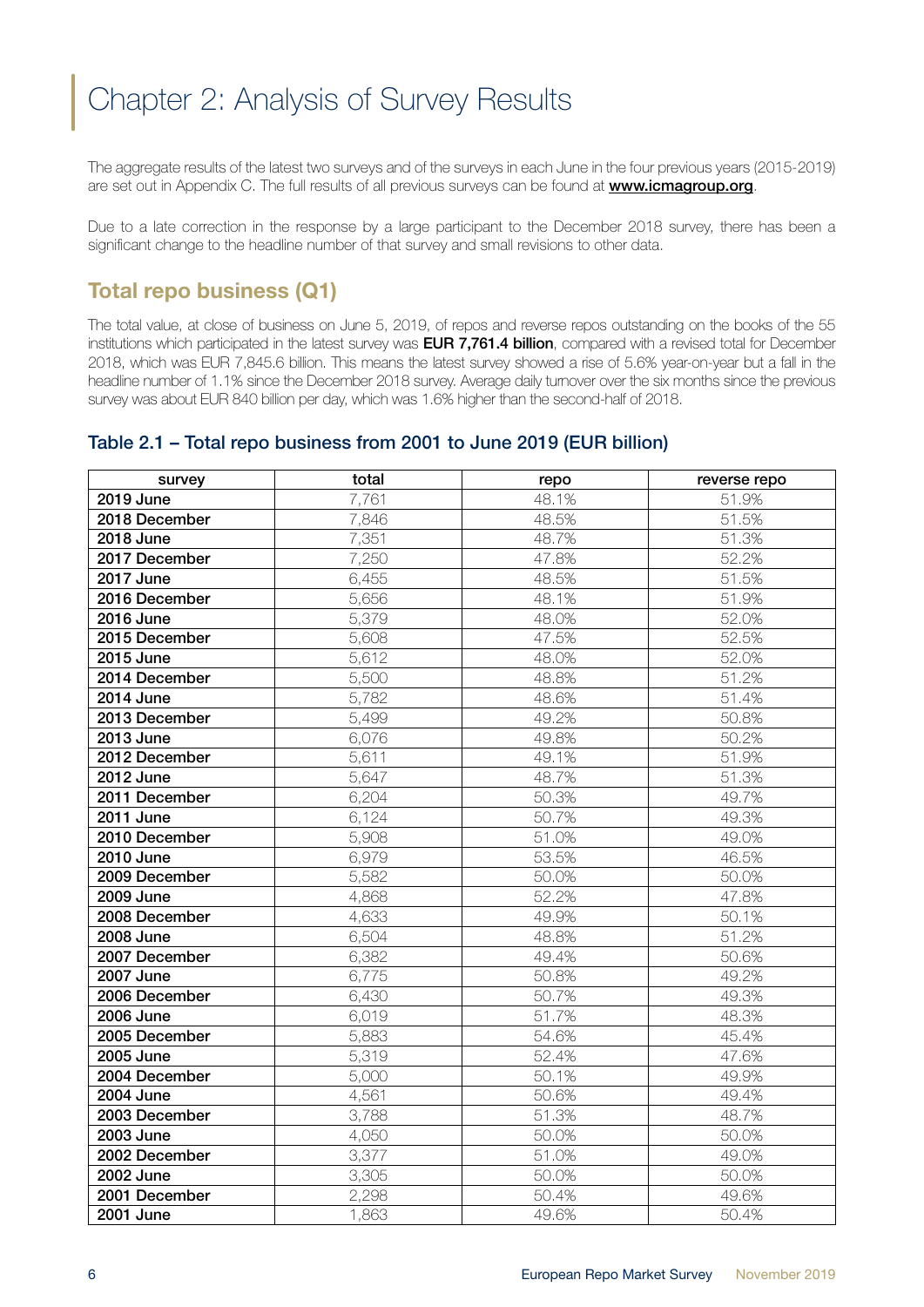# Chapter 2: Analysis of Survey Results

The aggregate results of the latest two surveys and of the surveys in each June in the four previous years (2015-2019) are set out in Appendix C. The full results of all previous surveys can be found at **www.icmagroup.org**.

Due to a late correction in the response by a large participant to the December 2018 survey, there has been a significant change to the headline number of that survey and small revisions to other data.

## Total repo business (Q1)

The total value, at close of business on June 5, 2019, of repos and reverse repos outstanding on the books of the 55 institutions which participated in the latest survey was **EUR 7,761.4 billion**, compared with a revised total for December 2018, which was EUR 7,845.6 billion. This means the latest survey showed a rise of 5.6% year-on-year but a fall in the headline number of 1.1% since the December 2018 survey. Average daily turnover over the six months since the previous survey was about EUR 840 billion per day, which was 1.6% higher than the second-half of 2018.

### Table 2.1 – Total repo business from 2001 to June 2019 (EUR billion)

| survey | total | repo | reverse repo |
|---|---|---|---|
| **2019 June** | 7,761 | 48.1% | 51.9% |
| **2018 December** | 7,846 | 48.5% | 51.5% |
| **2018 June** | 7,351 | 48.7% | 51.3% |
| **2017 December** | 7,250 | 47.8% | 52.2% |
| **2017 June** | 6,455 | 48.5% | 51.5% |
| **2016 December** | 5,656 | 48.1% | 51.9% |
| **2016 June** | 5,379 | 48.0% | 52.0% |
| **2015 December** | 5,608 | 47.5% | 52.5% |
| **2015 June** | 5,612 | 48.0% | 52.0% |
| **2014 December** | 5,500 | 48.8% | 51.2% |
| **2014 June** | 5,782 | 48.6% | 51.4% |
| **2013 December** | 5,499 | 49.2% | 50.8% |
| **2013 June** | 6,076 | 49.8% | 50.2% |
| **2012 December** | 5,611 | 49.1% | 51.9% |
| **2012 June** | 5,647 | 48.7% | 51.3% |
| **2011 December** | 6,204 | 50.3% | 49.7% |
| **2011 June** | 6,124 | 50.7% | 49.3% |
| **2010 December** | 5,908 | 51.0% | 49.0% |
| **2010 June** | 6,979 | 53.5% | 46.5% |
| **2009 December** | 5,582 | 50.0% | 50.0% |
| **2009 June** | 4,868 | 52.2% | 47.8% |
| **2008 December** | 4,633 | 49.9% | 50.1% |
| **2008 June** | 6,504 | 48.8% | 51.2% |
| **2007 December** | 6,382 | 49.4% | 50.6% |
| **2007 June** | 6,775 | 50.8% | 49.2% |
| **2006 December** | 6,430 | 50.7% | 49.3% |
| **2006 June** | 6,019 | 51.7% | 48.3% |
| **2005 December** | 5,883 | 54.6% | 45.4% |
| **2005 June** | 5,319 | 52.4% | 47.6% |
| **2004 December** | 5,000 | 50.1% | 49.9% |
| **2004 June** | 4,561 | 50.6% | 49.4% |
| **2003 December** | 3,788 | 51.3% | 48.7% |
| **2003 June** | 4,050 | 50.0% | 50.0% |
| **2002 December** | 3,377 | 51.0% | 49.0% |
| **2002 June** | 3,305 | 50.0% | 50.0% |
| **2001 December** | 2,298 | 50.4% | 49.6% |
| **2001 June** | 1,863 | 49.6% | 50.4% |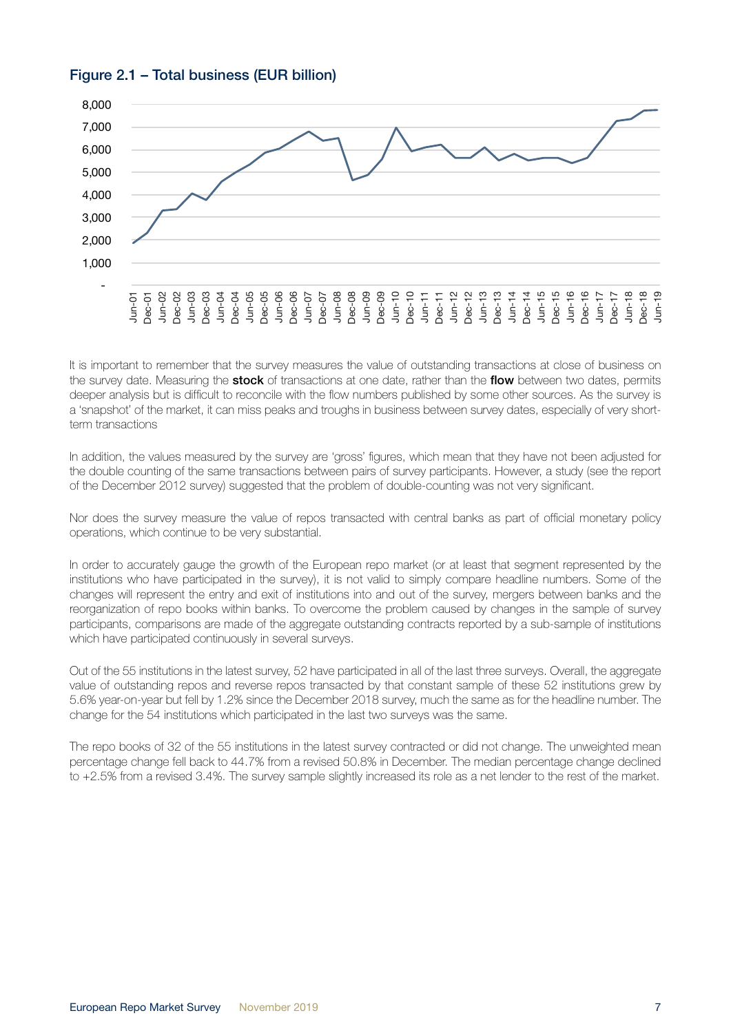**Figure 2.1 – Total business (EUR billion)**

It is important to remember that the survey measures the value of outstanding transactions at close of business on the survey date. Measuring the **stock** of transactions at one date, rather than the **flow** between two dates, permits deeper analysis but is difficult to reconcile with the flow numbers published by some other sources. As the survey is a 'snapshot' of the market, it can miss peaks and troughs in business between survey dates, especially of very short-term transactions

In addition, the values measured by the survey are 'gross' figures, which mean that they have not been adjusted for the double counting of the same transactions between pairs of survey participants. However, a study (see the report of the December 2012 survey) suggested that the problem of double-counting was not very significant.

Nor does the survey measure the value of repos transacted with central banks as part of official monetary policy operations, which continue to be very substantial.

In order to accurately gauge the growth of the European repo market (or at least that segment represented by the institutions who have participated in the survey), it is not valid to simply compare headline numbers. Some of the changes will represent the entry and exit of institutions into and out of the survey, mergers between banks and the reorganization of repo books within banks. To overcome the problem caused by changes in the sample of survey participants, comparisons are made of the aggregate outstanding contracts reported by a sub-sample of institutions which have participated continuously in several surveys.

Out of the 55 institutions in the latest survey, 52 have participated in all of the last three surveys. Overall, the aggregate value of outstanding repos and reverse repos transacted by that constant sample of these 52 institutions grew by 5.6% year-on-year but fell by 1.2% since the December 2018 survey, much the same as for the headline number. The change for the 54 institutions which participated in the last two surveys was the same.

The repo books of 32 of the 55 institutions in the latest survey contracted or did not change. The unweighted mean percentage change fell back to 44.7% from a revised 50.8% in December. The median percentage change declined to +2.5% from a revised 3.4%. The survey sample slightly increased its role as a net lender to the rest of the market.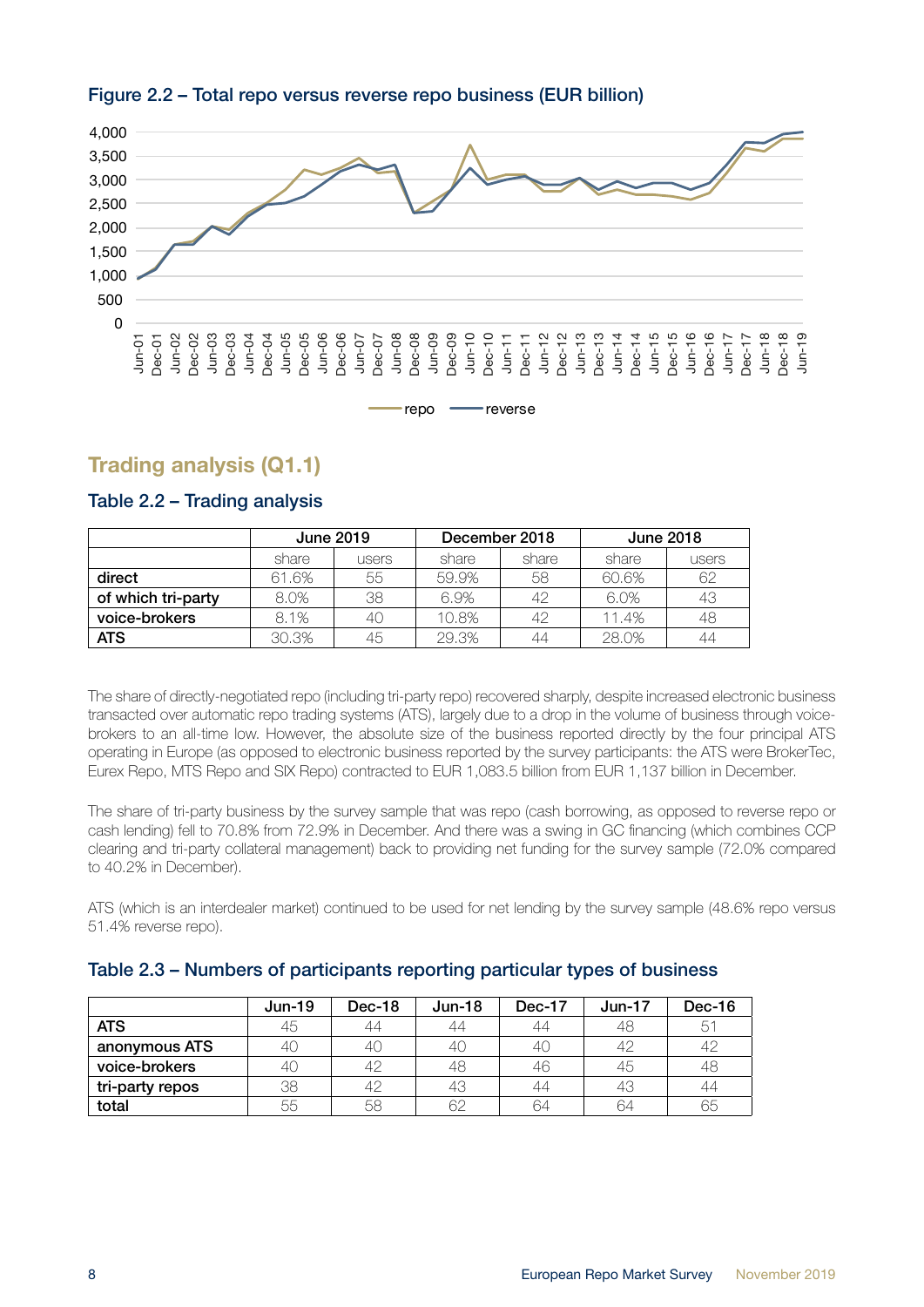### Figure 2.2 – Total repo versus reverse repo business (EUR billion)

## Trading analysis (Q1.1)

### Table 2.2 – Trading analysis

| | June 2019 | | December 2018 | | June 2018 | |
|---|---|---|---|---|---|---|
| | share | users | share | share | share | users |
| **direct** | 61.6% | 55 | 59.9% | 58 | 60.6% | 62 |
| **of which tri-party** | 8.0% | 38 | 6.9% | 42 | 6.0% | 43 |
| **voice-brokers** | 8.1% | 40 | 10.8% | 42 | 11.4% | 48 |
| **ATS** | 30.3% | 45 | 29.3% | 44 | 28.0% | 44 |

The share of directly-negotiated repo (including tri-party repo) recovered sharply, despite increased electronic business transacted over automatic repo trading systems (ATS), largely due to a drop in the volume of business through voice-brokers to an all-time low. However, the absolute size of the business reported directly by the four principal ATS operating in Europe (as opposed to electronic business reported by the survey participants: the ATS were BrokerTec, Eurex Repo, MTS Repo and SIX Repo) contracted to EUR 1,083.5 billion from EUR 1,137 billion in December.

The share of tri-party business by the survey sample that was repo (cash borrowing, as opposed to reverse repo or cash lending) fell to 70.8% from 72.9% in December. And there was a swing in GC financing (which combines CCP clearing and tri-party collateral management) back to providing net funding for the survey sample (72.0% compared to 40.2% in December).

ATS (which is an interdealer market) continued to be used for net lending by the survey sample (48.6% repo versus 51.4% reverse repo).

### Table 2.3 – Numbers of participants reporting particular types of business

| | Jun-19 | Dec-18 | Jun-18 | Dec-17 | Jun-17 | Dec-16 |
|---|---|---|---|---|---|---|
| **ATS** | 45 | 44 | 44 | 44 | 48 | 51 |
| **anonymous ATS** | 40 | 40 | 40 | 40 | 42 | 42 |
| **voice-brokers** | 40 | 42 | 48 | 46 | 45 | 48 |
| **tri-party repos** | 38 | 42 | 43 | 44 | 43 | 44 |
| **total** | 55 | 58 | 62 | 64 | 64 | 65 |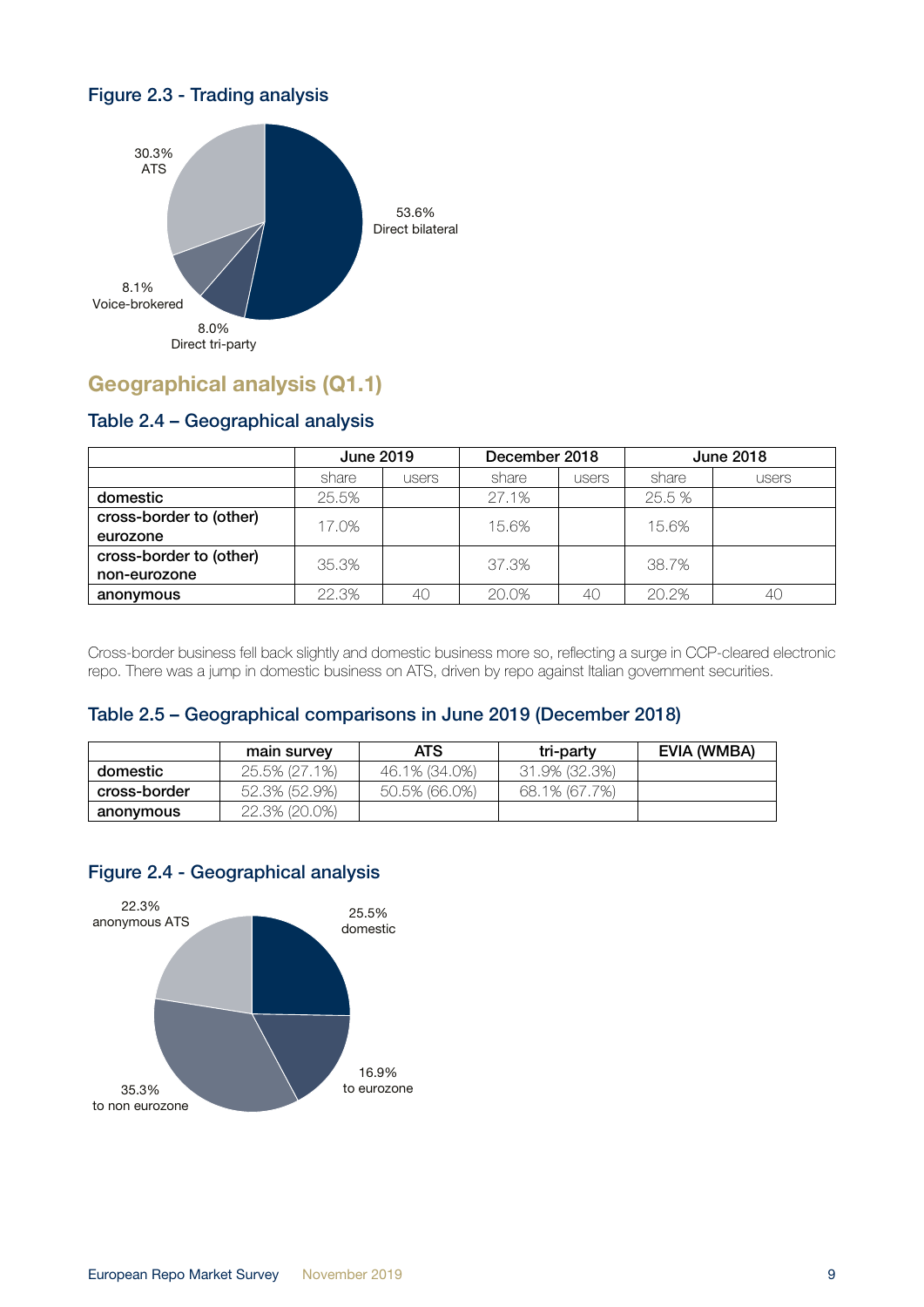### Figure 2.3 - Trading analysis

30.3% ATS

53.6% Direct bilateral

8.1% Voice-brokered

8.0% Direct tri-party

## Geographical analysis (Q1.1)

### Table 2.4 – Geographical analysis

| | June 2019 | | December 2018 | | June 2018 | |
|---|---|---|---|---|---|---|
| | share | users | share | users | share | users |
| **domestic** | 25.5% | | 27.1% | | 25.5 % | |
| **cross-border to (other) eurozone** | 17.0% | | 15.6% | | 15.6% | |
| **cross-border to (other) non-eurozone** | 35.3% | | 37.3% | | 38.7% | |
| **anonymous** | 22.3% | 40 | 20.0% | 40 | 20.2% | 40 |

Cross-border business fell back slightly and domestic business more so, reflecting a surge in CCP-cleared electronic repo. There was a jump in domestic business on ATS, driven by repo against Italian government securities.

### Table 2.5 – Geographical comparisons in June 2019 (December 2018)

| | main survey | ATS | tri-party | EVIA (WMBA) |
|---|---|---|---|---|
| **domestic** | 25.5% (27.1%) | 46.1% (34.0%) | 31.9% (32.3%) | |
| **cross-border** | 52.3% (52.9%) | 50.5% (66.0%) | 68.1% (67.7%) | |
| **anonymous** | 22.3% (20.0%) | | | |

### Figure 2.4 - Geographical analysis

22.3% anonymous ATS

25.5% domestic

16.9% to eurozone

35.3% to non eurozone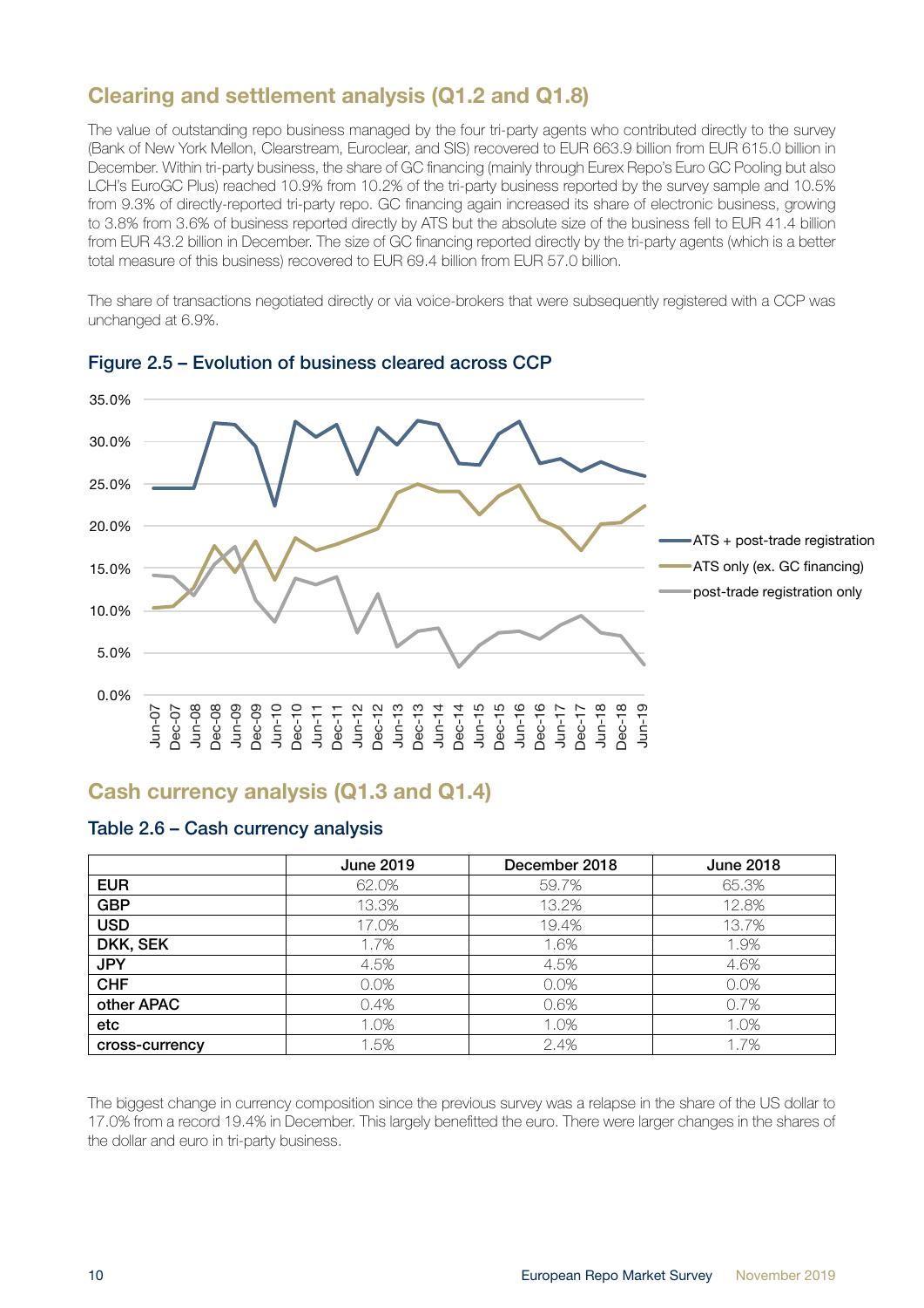## Clearing and settlement analysis (Q1.2 and Q1.8)

The value of outstanding repo business managed by the four tri-party agents who contributed directly to the survey (Bank of New York Mellon, Clearstream, Euroclear, and SIS) recovered to EUR 663.9 billion from EUR 615.0 billion in December. Within tri-party business, the share of GC financing (mainly through Eurex Repo's Euro GC Pooling but also LCH's EuroGC Plus) reached 10.9% from 10.2% of the tri-party business reported by the survey sample and 10.5% from 9.3% of directly-reported tri-party repo. GC financing again increased its share of electronic business, growing to 3.8% from 3.6% of business reported directly by ATS but the absolute size of the business fell to EUR 41.4 billion from EUR 43.2 billion in December. The size of GC financing reported directly by the tri-party agents (which is a better total measure of this business) recovered to EUR 69.4 billion from EUR 57.0 billion.

The share of transactions negotiated directly or via voice-brokers that were subsequently registered with a CCP was unchanged at 6.9%.

### Figure 2.5 – Evolution of business cleared across CCP

## Cash currency analysis (Q1.3 and Q1.4)

### Table 2.6 – Cash currency analysis

| | June 2019 | December 2018 | June 2018 |
|---|---|---|---|
| **EUR** | 62.0% | 59.7% | 65.3% |
| **GBP** | 13.3% | 13.2% | 12.8% |
| **USD** | 17.0% | 19.4% | 13.7% |
| **DKK, SEK** | 1.7% | 1.6% | 1.9% |
| **JPY** | 4.5% | 4.5% | 4.6% |
| **CHF** | 0.0% | 0.0% | 0.0% |
| **other APAC** | 0.4% | 0.6% | 0.7% |
| **etc** | 1.0% | 1.0% | 1.0% |
| **cross-currency** | 1.5% | 2.4% | 1.7% |

The biggest change in currency composition since the previous survey was a relapse in the share of the US dollar to 17.0% from a record 19.4% in December. This largely benefitted the euro. There were larger changes in the shares of the dollar and euro in tri-party business.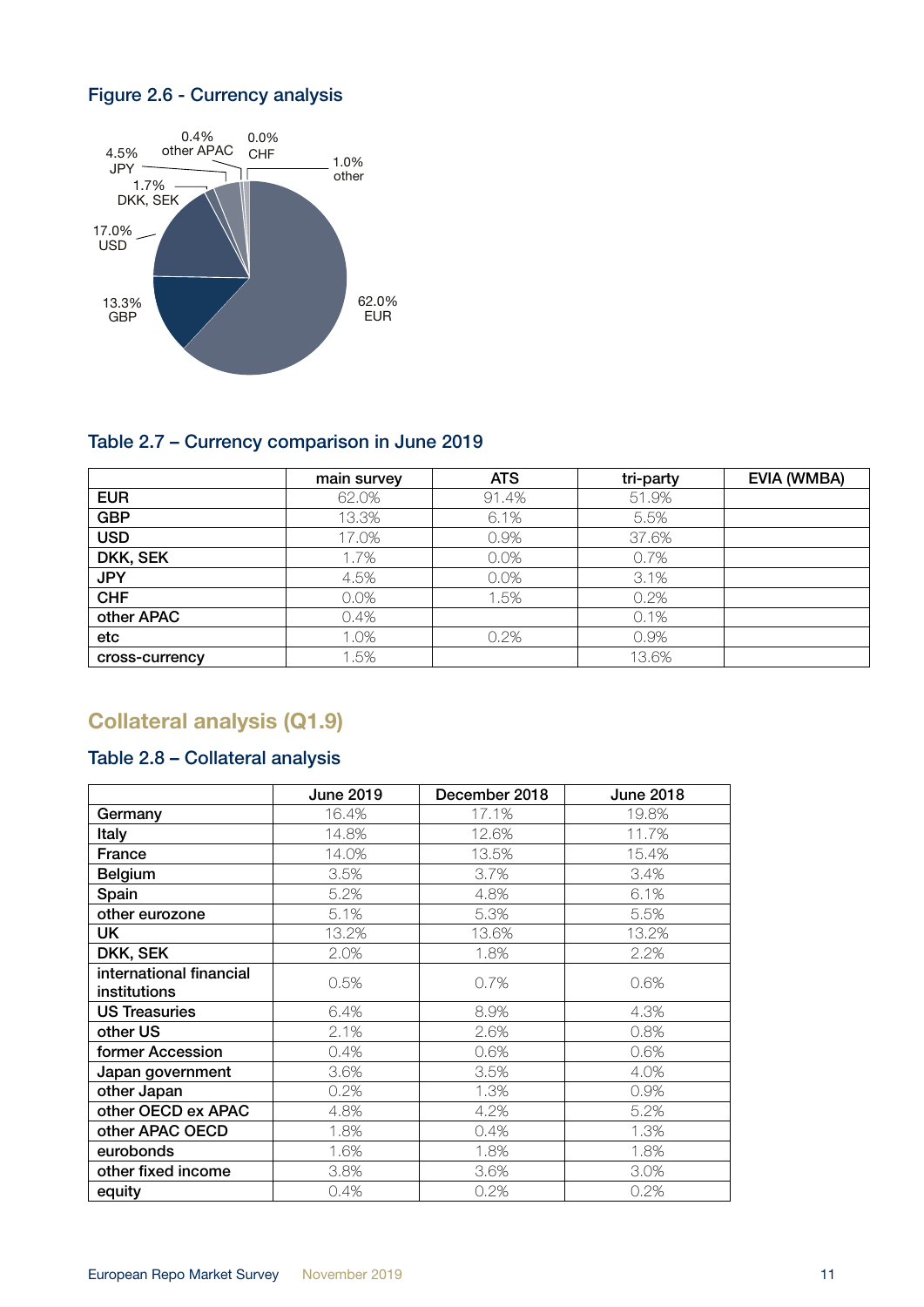### Figure 2.6 - Currency analysis

### Table 2.7 – Currency comparison in June 2019

| | main survey | ATS | tri-party | EVIA (WMBA) |
|---|---|---|---|---|
| **EUR** | 62.0% | 91.4% | 51.9% | |
| **GBP** | 13.3% | 6.1% | 5.5% | |
| **USD** | 17.0% | 0.9% | 37.6% | |
| **DKK, SEK** | 1.7% | 0.0% | 0.7% | |
| **JPY** | 4.5% | 0.0% | 3.1% | |
| **CHF** | 0.0% | 1.5% | 0.2% | |
| **other APAC** | 0.4% | | 0.1% | |
| **etc** | 1.0% | 0.2% | 0.9% | |
| **cross-currency** | 1.5% | | 13.6% | |

## Collateral analysis (Q1.9)

### Table 2.8 – Collateral analysis

| | June 2019 | December 2018 | June 2018 |
|---|---|---|---|
| **Germany** | 16.4% | 17.1% | 19.8% |
| **Italy** | 14.8% | 12.6% | 11.7% |
| **France** | 14.0% | 13.5% | 15.4% |
| **Belgium** | 3.5% | 3.7% | 3.4% |
| **Spain** | 5.2% | 4.8% | 6.1% |
| **other eurozone** | 5.1% | 5.3% | 5.5% |
| **UK** | 13.2% | 13.6% | 13.2% |
| **DKK, SEK** | 2.0% | 1.8% | 2.2% |
| **international financial institutions** | 0.5% | 0.7% | 0.6% |
| **US Treasuries** | 6.4% | 8.9% | 4.3% |
| **other US** | 2.1% | 2.6% | 0.8% |
| **former Accession** | 0.4% | 0.6% | 0.6% |
| **Japan government** | 3.6% | 3.5% | 4.0% |
| **other Japan** | 0.2% | 1.3% | 0.9% |
| **other OECD ex APAC** | 4.8% | 4.2% | 5.2% |
| **other APAC OECD** | 1.8% | 0.4% | 1.3% |
| **eurobonds** | 1.6% | 1.8% | 1.8% |
| **other fixed income** | 3.8% | 3.6% | 3.0% |
| **equity** | 0.4% | 0.2% | 0.2% |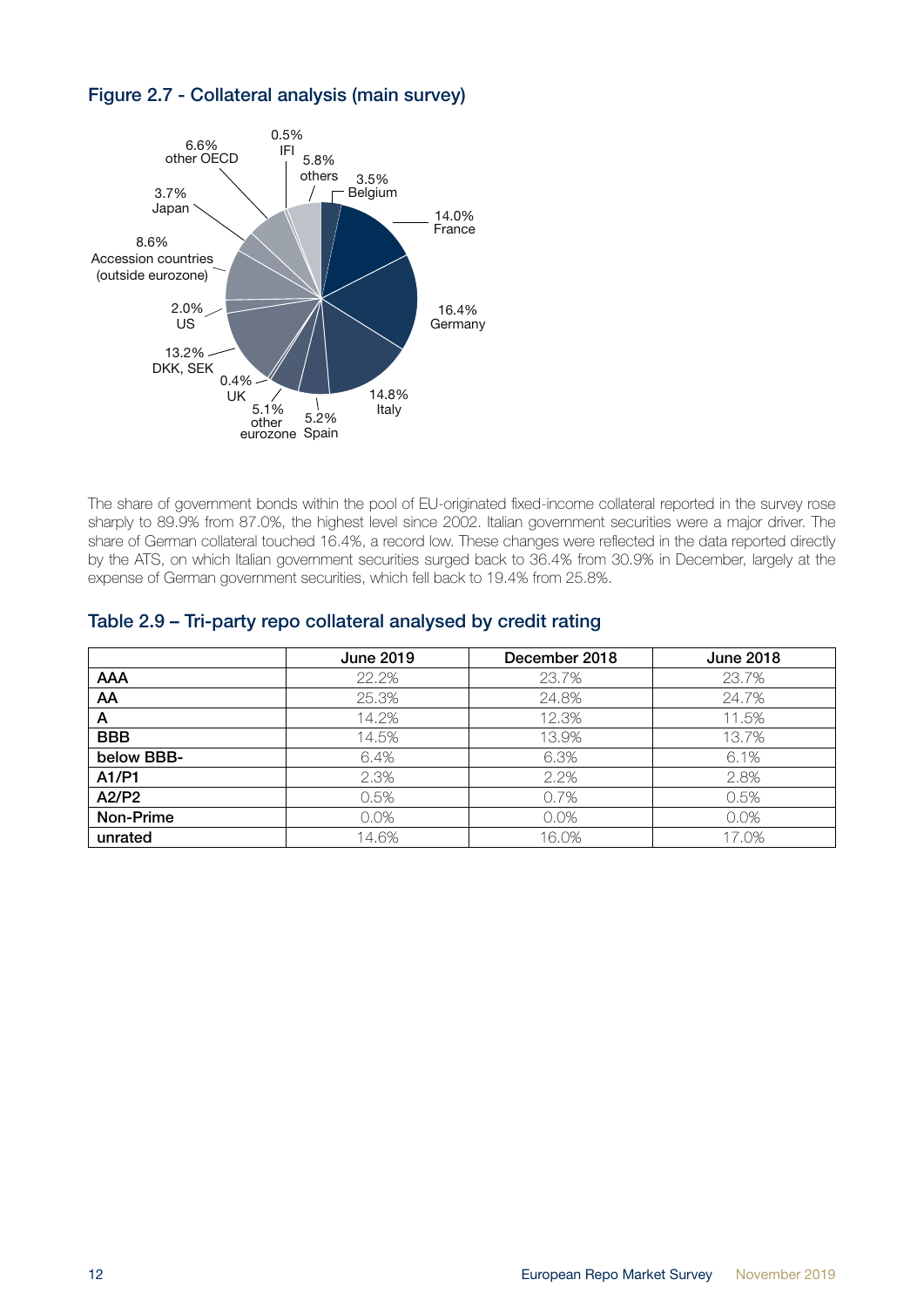### Figure 2.7 - Collateral analysis (main survey)

0.5% IFI
6.6% other OECD
5.8% others
3.5% Belgium
3.7% Japan
14.0% France
8.6% Accession countries (outside eurozone)
16.4% Germany
2.0% US
13.2% DKK, SEK
0.4% UK
14.8% Italy
5.1% other eurozone
5.2% Spain

The share of government bonds within the pool of EU-originated fixed-income collateral reported in the survey rose sharply to 89.9% from 87.0%, the highest level since 2002. Italian government securities were a major driver. The share of German collateral touched 16.4%, a record low. These changes were reflected in the data reported directly by the ATS, on which Italian government securities surged back to 36.4% from 30.9% in December, largely at the expense of German government securities, which fell back to 19.4% from 25.8%.

### Table 2.9 – Tri-party repo collateral analysed by credit rating

| | June 2019 | December 2018 | June 2018 |
|---|---|---|---|
| **AAA** | 22.2% | 23.7% | 23.7% |
| **AA** | 25.3% | 24.8% | 24.7% |
| **A** | 14.2% | 12.3% | 11.5% |
| **BBB** | 14.5% | 13.9% | 13.7% |
| **below BBB-** | 6.4% | 6.3% | 6.1% |
| **A1/P1** | 2.3% | 2.2% | 2.8% |
| **A2/P2** | 0.5% | 0.7% | 0.5% |
| **Non-Prime** | 0.0% | 0.0% | 0.0% |
| **unrated** | 14.6% | 16.0% | 17.0% |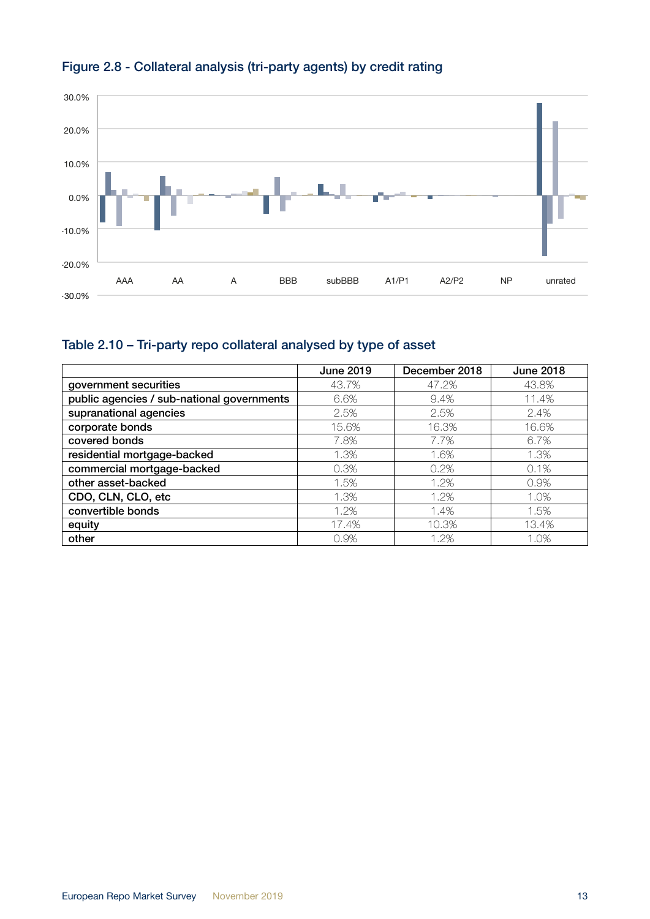## Figure 2.8 - Collateral analysis (tri-party agents) by credit rating

30.0%
20.0%
10.0%
0.0%
-10.0%
-20.0%
-30.0%

AAA AA A BBB subBBB A1/P1 A2/P2 NP unrated

## Table 2.10 – Tri-party repo collateral analysed by type of asset

| | June 2019 | December 2018 | June 2018 |
|---|---|---|---|
| government securities | 43.7% | 47.2% | 43.8% |
| public agencies / sub-national governments | 6.6% | 9.4% | 11.4% |
| supranational agencies | 2.5% | 2.5% | 2.4% |
| corporate bonds | 15.6% | 16.3% | 16.6% |
| covered bonds | 7.8% | 7.7% | 6.7% |
| residential mortgage-backed | 1.3% | 1.6% | 1.3% |
| commercial mortgage-backed | 0.3% | 0.2% | 0.1% |
| other asset-backed | 1.5% | 1.2% | 0.9% |
| CDO, CLN, CLO, etc | 1.3% | 1.2% | 1.0% |
| convertible bonds | 1.2% | 1.4% | 1.5% |
| equity | 17.4% | 10.3% | 13.4% |
| other | 0.9% | 1.2% | 1.0% |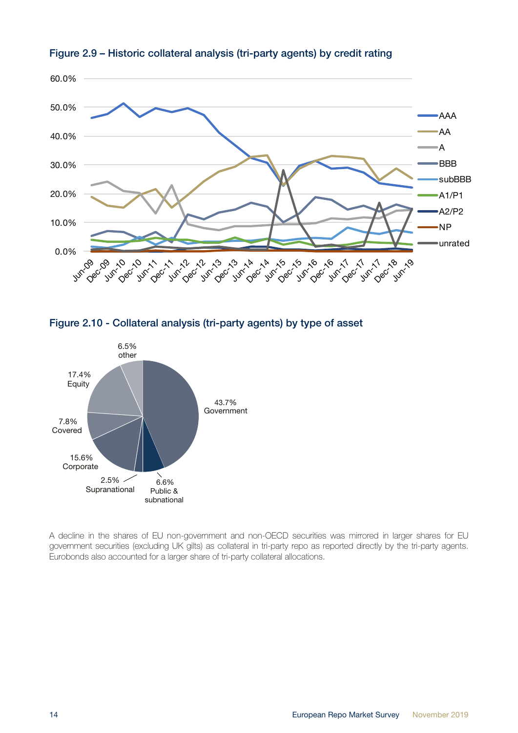### Figure 2.9 – Historic collateral analysis (tri-party agents) by credit rating

### Figure 2.10 - Collateral analysis (tri-party agents) by type of asset

A decline in the shares of EU non-government and non-OECD securities was mirrored in larger shares for EU government securities (excluding UK gilts) as collateral in tri-party repo as reported directly by the tri-party agents. Eurobonds also accounted for a larger share of tri-party collateral allocations.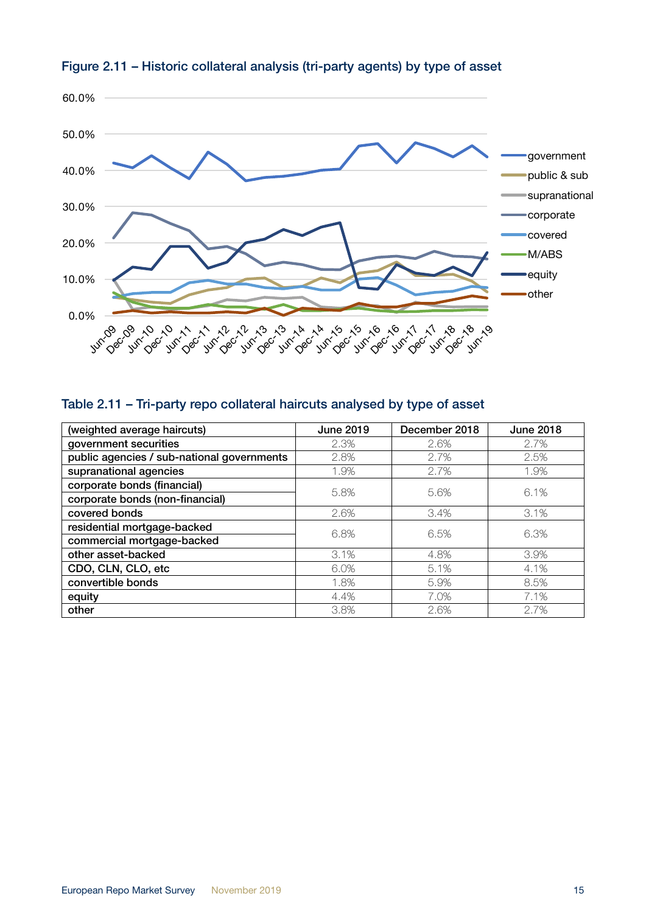## Figure 2.11 – Historic collateral analysis (tri-party agents) by type of asset

## Table 2.11 – Tri-party repo collateral haircuts analysed by type of asset

| (weighted average haircuts) | June 2019 | December 2018 | June 2018 |
|---|---|---|---|
| government securities | 2.3% | 2.6% | 2.7% |
| public agencies / sub-national governments | 2.8% | 2.7% | 2.5% |
| supranational agencies | 1.9% | 2.7% | 1.9% |
| corporate bonds (financial)<br>corporate bonds (non-financial) | 5.8% | 5.6% | 6.1% |
| covered bonds | 2.6% | 3.4% | 3.1% |
| residential mortgage-backed<br>commercial mortgage-backed | 6.8% | 6.5% | 6.3% |
| other asset-backed | 3.1% | 4.8% | 3.9% |
| CDO, CLN, CLO, etc | 6.0% | 5.1% | 4.1% |
| convertible bonds | 1.8% | 5.9% | 8.5% |
| equity | 4.4% | 7.0% | 7.1% |
| other | 3.8% | 2.6% | 2.7% |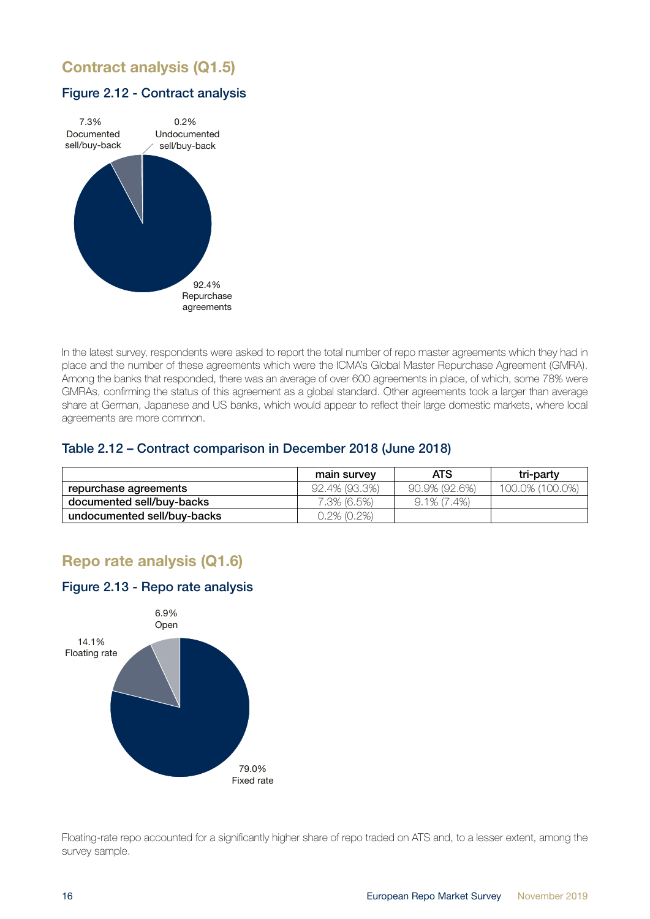## Contract analysis (Q1.5)

### Figure 2.12 - Contract analysis

7.3% Documented sell/buy-back

0.2% Undocumented sell/buy-back

92.4% Repurchase agreements

In the latest survey, respondents were asked to report the total number of repo master agreements which they had in place and the number of these agreements which were the ICMA's Global Master Repurchase Agreement (GMRA). Among the banks that responded, there was an average of over 600 agreements in place, of which, some 78% were GMRAs, confirming the status of this agreement as a global standard. Other agreements took a larger than average share at German, Japanese and US banks, which would appear to reflect their large domestic markets, where local agreements are more common.

### Table 2.12 – Contract comparison in December 2018 (June 2018)

| | main survey | ATS | tri-party |
|---|---|---|---|
| repurchase agreements | 92.4% (93.3%) | 90.9% (92.6%) | 100.0% (100.0%) |
| documented sell/buy-backs | 7.3% (6.5%) | 9.1% (7.4%) | |
| undocumented sell/buy-backs | 0.2% (0.2%) | | |

## Repo rate analysis (Q1.6)

### Figure 2.13 - Repo rate analysis

6.9% Open

14.1% Floating rate

79.0% Fixed rate

Floating-rate repo accounted for a significantly higher share of repo traded on ATS and, to a lesser extent, among the survey sample.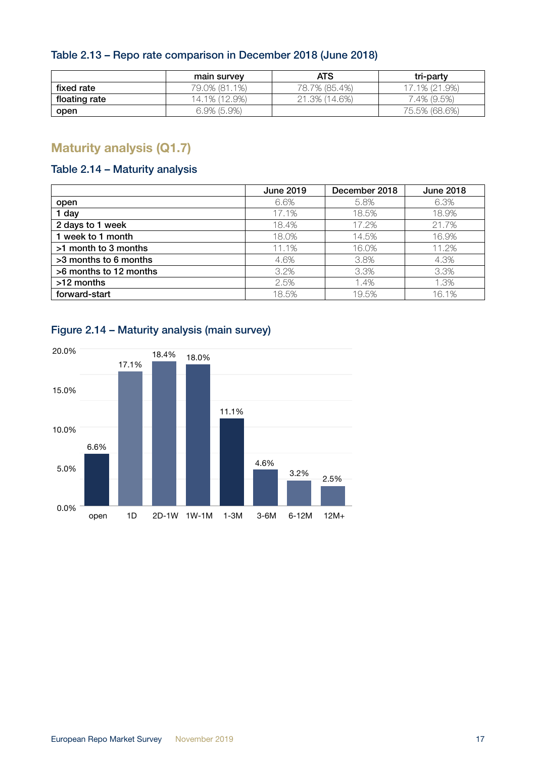### Table 2.13 – Repo rate comparison in December 2018 (June 2018)

| | main survey | ATS | tri-party |
|---|---|---|---|
| fixed rate | 79.0% (81.1%) | 78.7% (85.4%) | 17.1% (21.9%) |
| floating rate | 14.1% (12.9%) | 21.3% (14.6%) | 7.4% (9.5%) |
| open | 6.9% (5.9%) | | 75.5% (68.6%) |

## Maturity analysis (Q1.7)

### Table 2.14 – Maturity analysis

| | June 2019 | December 2018 | June 2018 |
|---|---|---|---|
| open | 6.6% | 5.8% | 6.3% |
| 1 day | 17.1% | 18.5% | 18.9% |
| 2 days to 1 week | 18.4% | 17.2% | 21.7% |
| 1 week to 1 month | 18.0% | 14.5% | 16.9% |
| >1 month to 3 months | 11.1% | 16.0% | 11.2% |
| >3 months to 6 months | 4.6% | 3.8% | 4.3% |
| >6 months to 12 months | 3.2% | 3.3% | 3.3% |
| >12 months | 2.5% | 1.4% | 1.3% |
| forward-start | 18.5% | 19.5% | 16.1% |

### Figure 2.14 – Maturity analysis (main survey)

| | open | 1D | 2D-1W | 1W-1M | 1-3M | 3-6M | 6-12M | 12M+ |
|---|---|---|---|---|---|---|---|---|
| | 6.6% | 17.1% | 18.4% | 18.0% | 11.1% | 4.6% | 3.2% | 2.5% |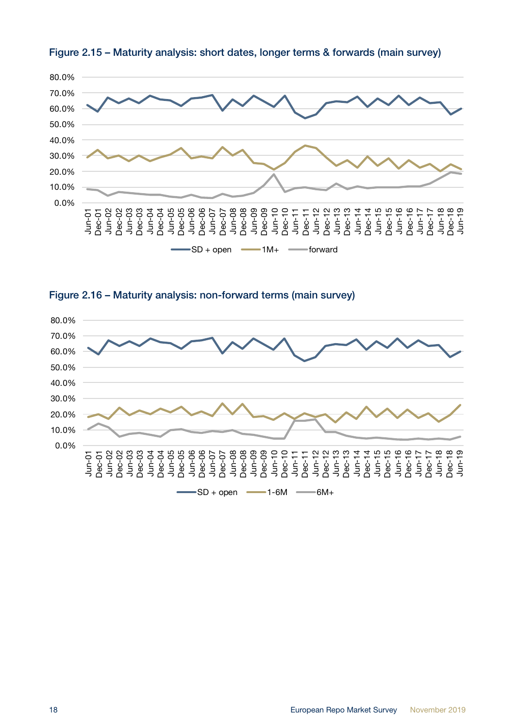## Figure 2.15 – Maturity analysis: short dates, longer terms & forwards (main survey)

## Figure 2.16 – Maturity analysis: non-forward terms (main survey)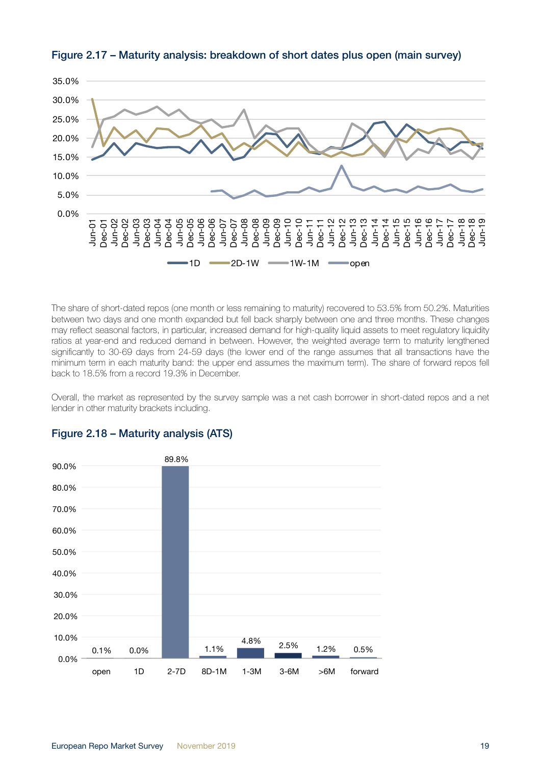## Figure 2.17 – Maturity analysis: breakdown of short dates plus open (main survey)

The share of short-dated repos (one month or less remaining to maturity) recovered to 53.5% from 50.2%. Maturities between two days and one month expanded but fell back sharply between one and three months. These changes may reflect seasonal factors, in particular, increased demand for high-quality liquid assets to meet regulatory liquidity ratios at year-end and reduced demand in between. However, the weighted average term to maturity lengthened significantly to 30-69 days from 24-59 days (the lower end of the range assumes that all transactions have the minimum term in each maturity band: the upper end assumes the maximum term). The share of forward repos fell back to 18.5% from a record 19.3% in December.

Overall, the market as represented by the survey sample was a net cash borrower in short-dated repos and a net lender in other maturity brackets including.

## Figure 2.18 – Maturity analysis (ATS)

| open | 1D | 2-7D | 8D-1M | 1-3M | 3-6M | >6M | forward |
|---|---|---|---|---|---|---|---|
| 0.1% | 0.0% | 89.8% | 1.1% | 4.8% | 2.5% | 1.2% | 0.5% |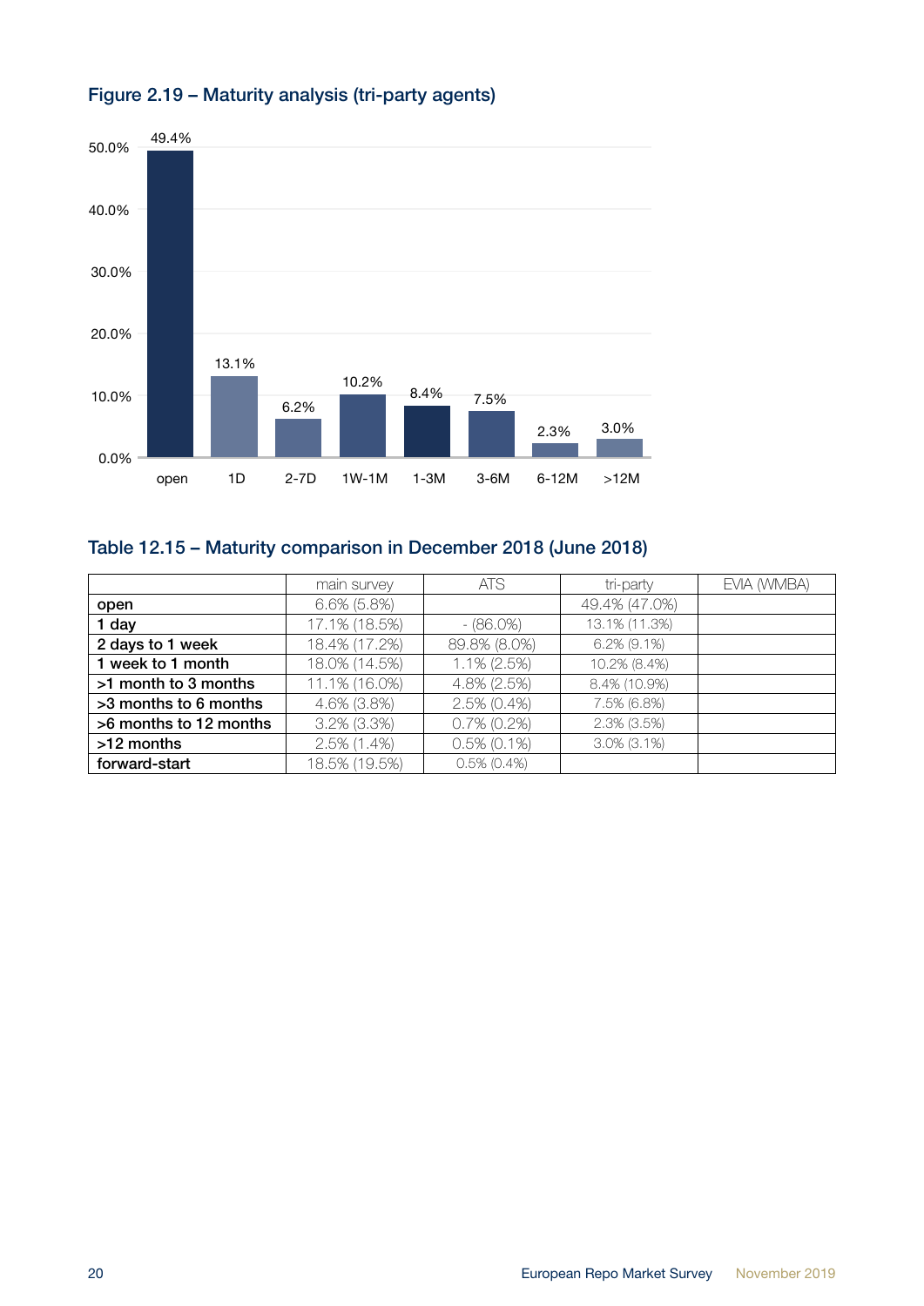## Figure 2.19 – Maturity analysis (tri-party agents)

| | open | 1D | 2-7D | 1W-1M | 1-3M | 3-6M | 6-12M | >12M |
|---|---|---|---|---|---|---|---|---|
| tri-party agents | 49.4% | 13.1% | 6.2% | 10.2% | 8.4% | 7.5% | 2.3% | 3.0% |

## Table 12.15 – Maturity comparison in December 2018 (June 2018)

| | main survey | ATS | tri-party | EVIA (WMBA) |
|---|---|---|---|---|
| **open** | 6.6% (5.8%) | | 49.4% (47.0%) | |
| **1 day** | 17.1% (18.5%) | - (86.0%) | 13.1% (11.3%) | |
| **2 days to 1 week** | 18.4% (17.2%) | 89.8% (8.0%) | 6.2% (9.1%) | |
| **1 week to 1 month** | 18.0% (14.5%) | 1.1% (2.5%) | 10.2% (8.4%) | |
| **>1 month to 3 months** | 11.1% (16.0%) | 4.8% (2.5%) | 8.4% (10.9%) | |
| **>3 months to 6 months** | 4.6% (3.8%) | 2.5% (0.4%) | 7.5% (6.8%) | |
| **>6 months to 12 months** | 3.2% (3.3%) | 0.7% (0.2%) | 2.3% (3.5%) | |
| **>12 months** | 2.5% (1.4%) | 0.5% (0.1%) | 3.0% (3.1%) | |
| **forward-start** | 18.5% (19.5%) | 0.5% (0.4%) | | |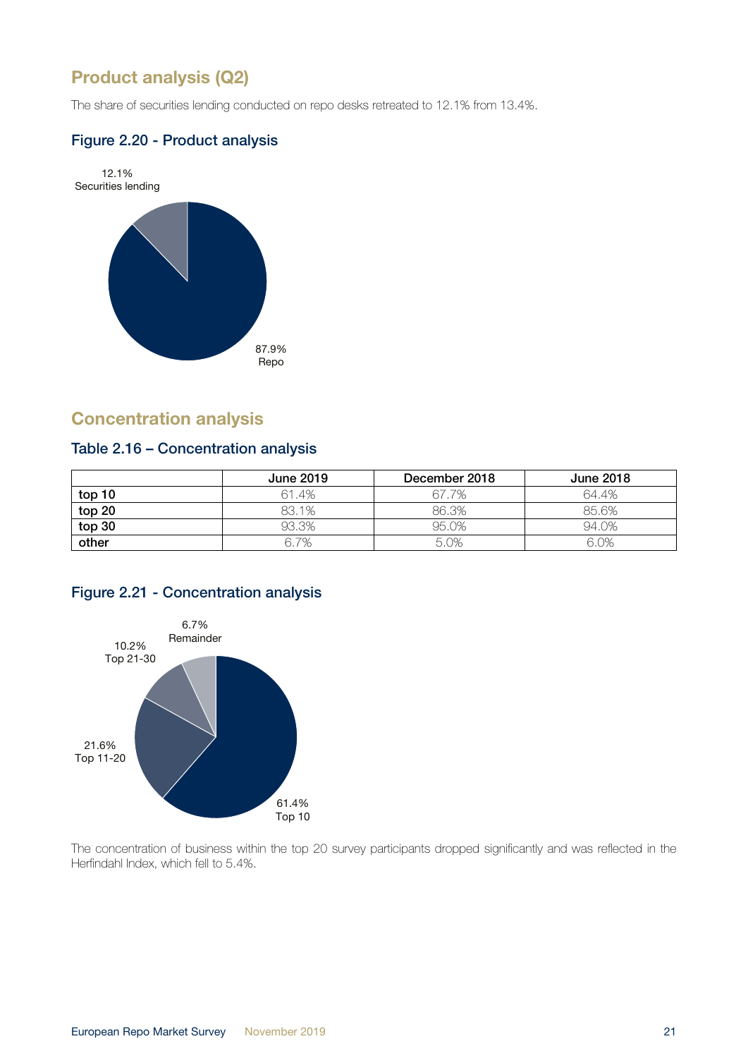## Product analysis (Q2)

The share of securities lending conducted on repo desks retreated to 12.1% from 13.4%.

### Figure 2.20 - Product analysis

12.1%
Securities lending

87.9%
Repo

## Concentration analysis

### Table 2.16 – Concentration analysis

| | June 2019 | December 2018 | June 2018 |
|---|---|---|---|
| **top 10** | 61.4% | 67.7% | 64.4% |
| **top 20** | 83.1% | 86.3% | 85.6% |
| **top 30** | 93.3% | 95.0% | 94.0% |
| **other** | 6.7% | 5.0% | 6.0% |

### Figure 2.21 - Concentration analysis

6.7%
Remainder

10.2%
Top 21-30

21.6%
Top 11-20

61.4%
Top 10

The concentration of business within the top 20 survey participants dropped significantly and was reflected in the Herfindahl Index, which fell to 5.4%.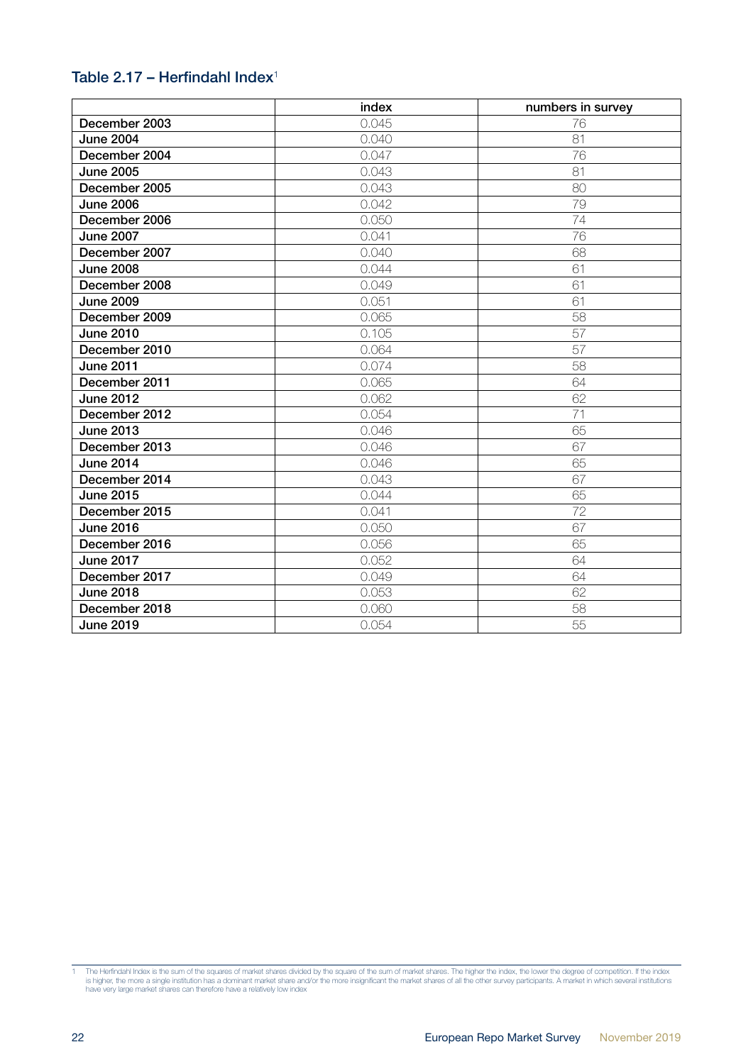## Table 2.17 – Herfindahl Index[1]

| | index | numbers in survey |
|---|---|---|
| December 2003 | 0.045 | 76 |
| June 2004 | 0.040 | 81 |
| December 2004 | 0.047 | 76 |
| June 2005 | 0.043 | 81 |
| December 2005 | 0.043 | 80 |
| June 2006 | 0.042 | 79 |
| December 2006 | 0.050 | 74 |
| June 2007 | 0.041 | 76 |
| December 2007 | 0.040 | 68 |
| June 2008 | 0.044 | 61 |
| December 2008 | 0.049 | 61 |
| June 2009 | 0.051 | 61 |
| December 2009 | 0.065 | 58 |
| June 2010 | 0.105 | 57 |
| December 2010 | 0.064 | 57 |
| June 2011 | 0.074 | 58 |
| December 2011 | 0.065 | 64 |
| June 2012 | 0.062 | 62 |
| December 2012 | 0.054 | 71 |
| June 2013 | 0.046 | 65 |
| December 2013 | 0.046 | 67 |
| June 2014 | 0.046 | 65 |
| December 2014 | 0.043 | 67 |
| June 2015 | 0.044 | 65 |
| December 2015 | 0.041 | 72 |
| June 2016 | 0.050 | 67 |
| December 2016 | 0.056 | 65 |
| June 2017 | 0.052 | 64 |
| December 2017 | 0.049 | 64 |
| June 2018 | 0.053 | 62 |
| December 2018 | 0.060 | 58 |
| June 2019 | 0.054 | 55 |

1 The Herfindahl Index is the sum of the squares of market shares divided by the square of the sum of market shares. The higher the index, the lower the degree of competition. If the index is higher, the more a single institution has a dominant market share and/or the more insignificant the market shares of all the other survey participants. A market in which several institutions have very large market shares can therefore have a relatively low index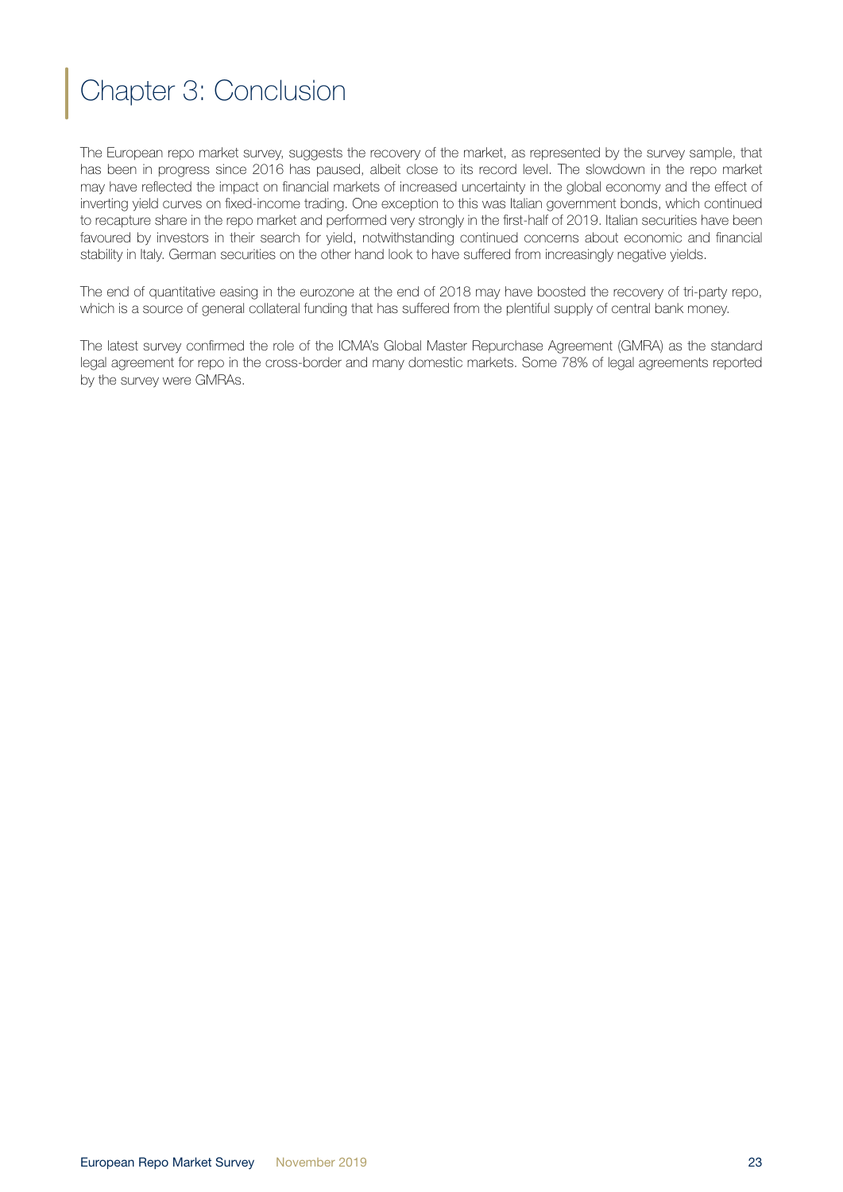# Chapter 3: Conclusion

The European repo market survey, suggests the recovery of the market, as represented by the survey sample, that has been in progress since 2016 has paused, albeit close to its record level. The slowdown in the repo market may have reflected the impact on financial markets of increased uncertainty in the global economy and the effect of inverting yield curves on fixed-income trading. One exception to this was Italian government bonds, which continued to recapture share in the repo market and performed very strongly in the first-half of 2019. Italian securities have been favoured by investors in their search for yield, notwithstanding continued concerns about economic and financial stability in Italy. German securities on the other hand look to have suffered from increasingly negative yields.

The end of quantitative easing in the eurozone at the end of 2018 may have boosted the recovery of tri-party repo, which is a source of general collateral funding that has suffered from the plentiful supply of central bank money.

The latest survey confirmed the role of the ICMA's Global Master Repurchase Agreement (GMRA) as the standard legal agreement for repo in the cross-border and many domestic markets. Some 78% of legal agreements reported by the survey were GMRAs.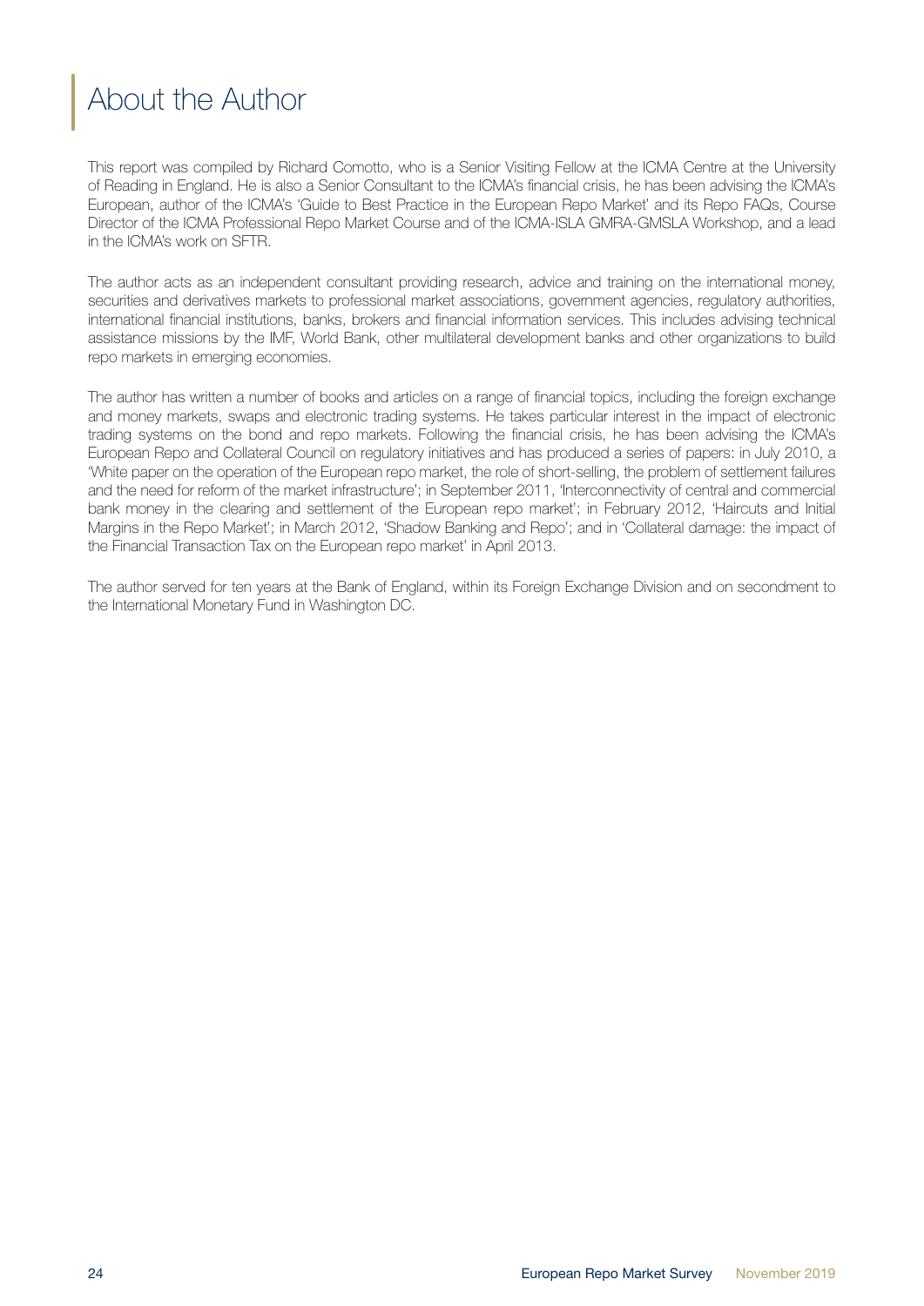# About the Author

This report was compiled by Richard Comotto, who is a Senior Visiting Fellow at the ICMA Centre at the University of Reading in England. He is also a Senior Consultant to the ICMA's financial crisis, he has been advising the ICMA's European, author of the ICMA's 'Guide to Best Practice in the European Repo Market' and its Repo FAQs, Course Director of the ICMA Professional Repo Market Course and of the ICMA-ISLA GMRA-GMSLA Workshop, and a lead in the ICMA's work on SFTR.

The author acts as an independent consultant providing research, advice and training on the international money, securities and derivatives markets to professional market associations, government agencies, regulatory authorities, international financial institutions, banks, brokers and financial information services. This includes advising technical assistance missions by the IMF, World Bank, other multilateral development banks and other organizations to build repo markets in emerging economies.

The author has written a number of books and articles on a range of financial topics, including the foreign exchange and money markets, swaps and electronic trading systems. He takes particular interest in the impact of electronic trading systems on the bond and repo markets. Following the financial crisis, he has been advising the ICMA's European Repo and Collateral Council on regulatory initiatives and has produced a series of papers: in July 2010, a 'White paper on the operation of the European repo market, the role of short-selling, the problem of settlement failures and the need for reform of the market infrastructure'; in September 2011, 'Interconnectivity of central and commercial bank money in the clearing and settlement of the European repo market'; in February 2012, 'Haircuts and Initial Margins in the Repo Market'; in March 2012, 'Shadow Banking and Repo'; and in 'Collateral damage: the impact of the Financial Transaction Tax on the European repo market' in April 2013.

The author served for ten years at the Bank of England, within its Foreign Exchange Division and on secondment to the International Monetary Fund in Washington DC.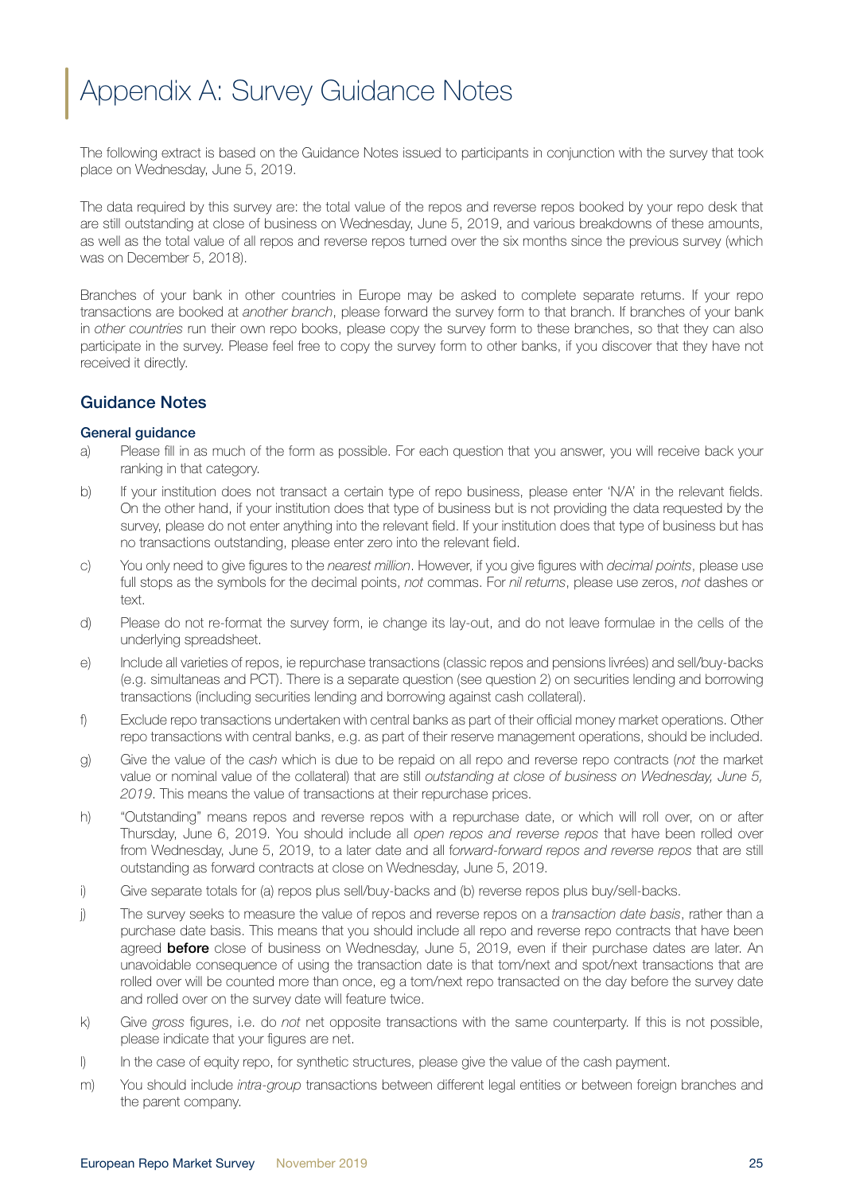# Appendix A: Survey Guidance Notes

The following extract is based on the Guidance Notes issued to participants in conjunction with the survey that took place on Wednesday, June 5, 2019.

The data required by this survey are: the total value of the repos and reverse repos booked by your repo desk that are still outstanding at close of business on Wednesday, June 5, 2019, and various breakdowns of these amounts, as well as the total value of all repos and reverse repos turned over the six months since the previous survey (which was on December 5, 2018).

Branches of your bank in other countries in Europe may be asked to complete separate returns. If your repo transactions are booked at *another branch*, please forward the survey form to that branch. If branches of your bank in *other countries* run their own repo books, please copy the survey form to these branches, so that they can also participate in the survey. Please feel free to copy the survey form to other banks, if you discover that they have not received it directly.

## Guidance Notes

### General guidance

a) Please fill in as much of the form as possible. For each question that you answer, you will receive back your ranking in that category.

b) If your institution does not transact a certain type of repo business, please enter 'N/A' in the relevant fields. On the other hand, if your institution does that type of business but is not providing the data requested by the survey, please do not enter anything into the relevant field. If your institution does that type of business but has no transactions outstanding, please enter zero into the relevant field.

c) You only need to give figures to the *nearest million*. However, if you give figures with *decimal points*, please use full stops as the symbols for the decimal points, *not* commas. For *nil returns*, please use zeros, *not* dashes or text.

d) Please do not re-format the survey form, ie change its lay-out, and do not leave formulae in the cells of the underlying spreadsheet.

e) Include all varieties of repos, ie repurchase transactions (classic repos and pensions livrées) and sell/buy-backs (e.g. simultaneas and PCT). There is a separate question (see question 2) on securities lending and borrowing transactions (including securities lending and borrowing against cash collateral).

f) Exclude repo transactions undertaken with central banks as part of their official money market operations. Other repo transactions with central banks, e.g. as part of their reserve management operations, should be included.

g) Give the value of the *cash* which is due to be repaid on all repo and reverse repo contracts (*not* the market value or nominal value of the collateral) that are still *outstanding at close of business on Wednesday, June 5, 2019*. This means the value of transactions at their repurchase prices.

h) "Outstanding" means repos and reverse repos with a repurchase date, or which will roll over, on or after Thursday, June 6, 2019. You should include all *open repos and reverse repos* that have been rolled over from Wednesday, June 5, 2019, to a later date and all f*orward-forward repos and reverse repos* that are still outstanding as forward contracts at close on Wednesday, June 5, 2019.

i) Give separate totals for (a) repos plus sell/buy-backs and (b) reverse repos plus buy/sell-backs.

j) The survey seeks to measure the value of repos and reverse repos on a *transaction date basis*, rather than a purchase date basis. This means that you should include all repo and reverse repo contracts that have been agreed **before** close of business on Wednesday, June 5, 2019, even if their purchase dates are later. An unavoidable consequence of using the transaction date is that tom/next and spot/next transactions that are rolled over will be counted more than once, eg a tom/next repo transacted on the day before the survey date and rolled over on the survey date will feature twice.

k) Give *gross* figures, i.e. do *not* net opposite transactions with the same counterparty. If this is not possible, please indicate that your figures are net.

l) In the case of equity repo, for synthetic structures, please give the value of the cash payment.

m) You should include *intra-group* transactions between different legal entities or between foreign branches and the parent company.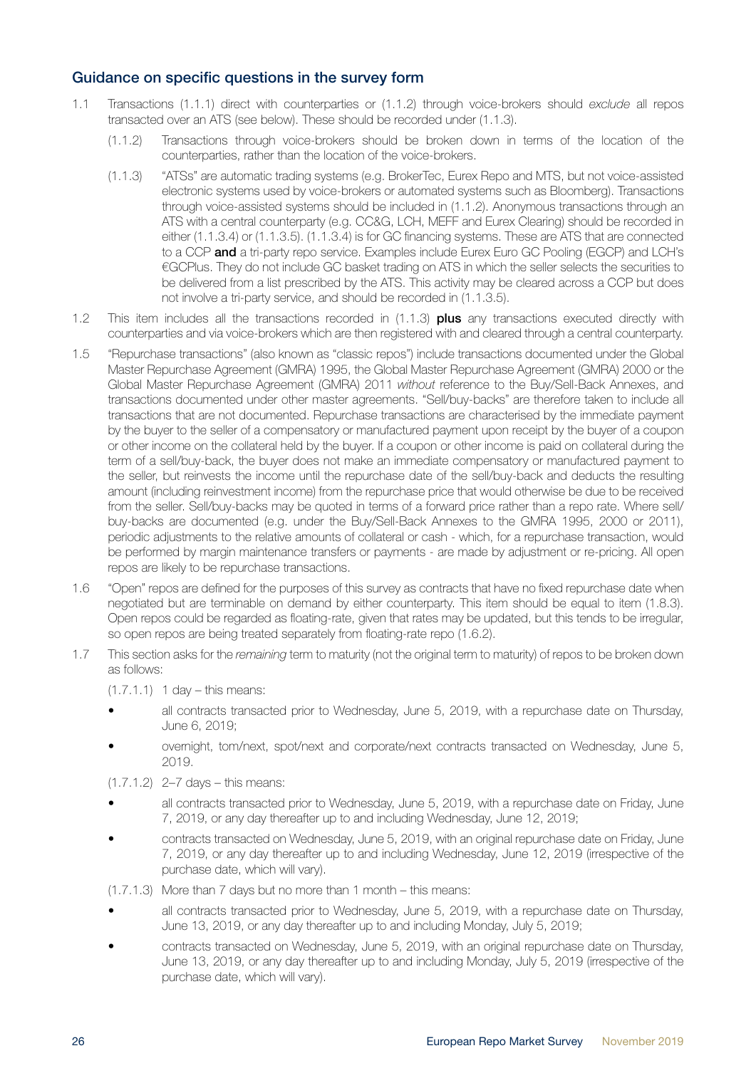## Guidance on specific questions in the survey form

1.1 Transactions (1.1.1) direct with counterparties or (1.1.2) through voice-brokers should *exclude* all repos transacted over an ATS (see below). These should be recorded under (1.1.3).

(1.1.2) Transactions through voice-brokers should be broken down in terms of the location of the counterparties, rather than the location of the voice-brokers.

(1.1.3) "ATSs" are automatic trading systems (e.g. BrokerTec, Eurex Repo and MTS, but not voice-assisted electronic systems used by voice-brokers or automated systems such as Bloomberg). Transactions through voice-assisted systems should be included in (1.1.2). Anonymous transactions through an ATS with a central counterparty (e.g. CC&G, LCH, MEFF and Eurex Clearing) should be recorded in either (1.1.3.4) or (1.1.3.5). (1.1.3.4) is for GC financing systems. These are ATS that are connected to a CCP **and** a tri-party repo service. Examples include Eurex Euro GC Pooling (EGCP) and LCH's €GCPlus. They do not include GC basket trading on ATS in which the seller selects the securities to be delivered from a list prescribed by the ATS. This activity may be cleared across a CCP but does not involve a tri-party service, and should be recorded in (1.1.3.5).

1.2 This item includes all the transactions recorded in (1.1.3) **plus** any transactions executed directly with counterparties and via voice-brokers which are then registered with and cleared through a central counterparty.

1.5 "Repurchase transactions" (also known as "classic repos") include transactions documented under the Global Master Repurchase Agreement (GMRA) 1995, the Global Master Repurchase Agreement (GMRA) 2000 or the Global Master Repurchase Agreement (GMRA) 2011 *without* reference to the Buy/Sell-Back Annexes, and transactions documented under other master agreements. "Sell/buy-backs" are therefore taken to include all transactions that are not documented. Repurchase transactions are characterised by the immediate payment by the buyer to the seller of a compensatory or manufactured payment upon receipt by the buyer of a coupon or other income on the collateral held by the buyer. If a coupon or other income is paid on collateral during the term of a sell/buy-back, the buyer does not make an immediate compensatory or manufactured payment to the seller, but reinvests the income until the repurchase date of the sell/buy-back and deducts the resulting amount (including reinvestment income) from the repurchase price that would otherwise be due to be received from the seller. Sell/buy-backs may be quoted in terms of a forward price rather than a repo rate. Where sell/buy-backs are documented (e.g. under the Buy/Sell-Back Annexes to the GMRA 1995, 2000 or 2011), periodic adjustments to the relative amounts of collateral or cash - which, for a repurchase transaction, would be performed by margin maintenance transfers or payments - are made by adjustment or re-pricing. All open repos are likely to be repurchase transactions.

1.6 "Open" repos are defined for the purposes of this survey as contracts that have no fixed repurchase date when negotiated but are terminable on demand by either counterparty. This item should be equal to item (1.8.3). Open repos could be regarded as floating-rate, given that rates may be updated, but this tends to be irregular, so open repos are being treated separately from floating-rate repo (1.6.2).

1.7 This section asks for the *remaining* term to maturity (not the original term to maturity) of repos to be broken down as follows:

(1.7.1.1) 1 day – this means:

- all contracts transacted prior to Wednesday, June 5, 2019, with a repurchase date on Thursday, June 6, 2019;
- overnight, tom/next, spot/next and corporate/next contracts transacted on Wednesday, June 5, 2019.

(1.7.1.2) 2–7 days – this means:

- all contracts transacted prior to Wednesday, June 5, 2019, with a repurchase date on Friday, June 7, 2019, or any day thereafter up to and including Wednesday, June 12, 2019;
- contracts transacted on Wednesday, June 5, 2019, with an original repurchase date on Friday, June 7, 2019, or any day thereafter up to and including Wednesday, June 12, 2019 (irrespective of the purchase date, which will vary).

(1.7.1.3) More than 7 days but no more than 1 month – this means:

- all contracts transacted prior to Wednesday, June 5, 2019, with a repurchase date on Thursday, June 13, 2019, or any day thereafter up to and including Monday, July 5, 2019;
- contracts transacted on Wednesday, June 5, 2019, with an original repurchase date on Thursday, June 13, 2019, or any day thereafter up to and including Monday, July 5, 2019 (irrespective of the purchase date, which will vary).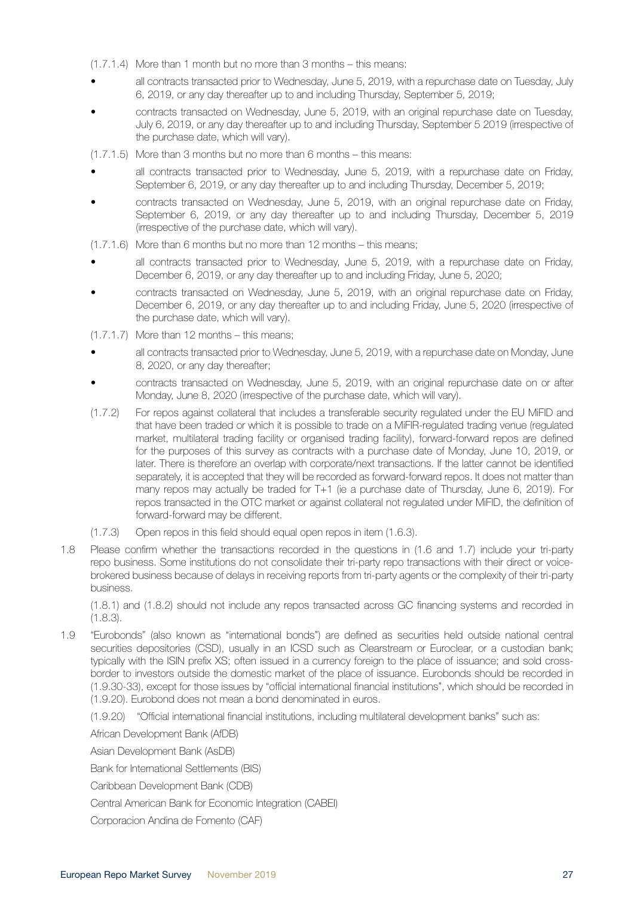(1.7.1.4) More than 1 month but no more than 3 months – this means:

- all contracts transacted prior to Wednesday, June 5, 2019, with a repurchase date on Tuesday, July 6, 2019, or any day thereafter up to and including Thursday, September 5, 2019;
- contracts transacted on Wednesday, June 5, 2019, with an original repurchase date on Tuesday, July 6, 2019, or any day thereafter up to and including Thursday, September 5 2019 (irrespective of the purchase date, which will vary).

(1.7.1.5) More than 3 months but no more than 6 months – this means:

- all contracts transacted prior to Wednesday, June 5, 2019, with a repurchase date on Friday, September 6, 2019, or any day thereafter up to and including Thursday, December 5, 2019;
- contracts transacted on Wednesday, June 5, 2019, with an original repurchase date on Friday, September 6, 2019, or any day thereafter up to and including Thursday, December 5, 2019 (irrespective of the purchase date, which will vary).

(1.7.1.6) More than 6 months but no more than 12 months – this means;

- all contracts transacted prior to Wednesday, June 5, 2019, with a repurchase date on Friday, December 6, 2019, or any day thereafter up to and including Friday, June 5, 2020;
- contracts transacted on Wednesday, June 5, 2019, with an original repurchase date on Friday, December 6, 2019, or any day thereafter up to and including Friday, June 5, 2020 (irrespective of the purchase date, which will vary).

(1.7.1.7) More than 12 months – this means;

- all contracts transacted prior to Wednesday, June 5, 2019, with a repurchase date on Monday, June 8, 2020, or any day thereafter;
- contracts transacted on Wednesday, June 5, 2019, with an original repurchase date on or after Monday, June 8, 2020 (irrespective of the purchase date, which will vary).

(1.7.2) For repos against collateral that includes a transferable security regulated under the EU MiFID and that have been traded or which it is possible to trade on a MiFIR-regulated trading venue (regulated market, multilateral trading facility or organised trading facility), forward-forward repos are defined for the purposes of this survey as contracts with a purchase date of Monday, June 10, 2019, or later. There is therefore an overlap with corporate/next transactions. If the latter cannot be identified separately, it is accepted that they will be recorded as forward-forward repos. It does not matter than many repos may actually be traded for T+1 (ie a purchase date of Thursday, June 6, 2019). For repos transacted in the OTC market or against collateral not regulated under MiFID, the definition of forward-forward may be different.

(1.7.3) Open repos in this field should equal open repos in item (1.6.3).

1.8 Please confirm whether the transactions recorded in the questions in (1.6 and 1.7) include your tri-party repo business. Some institutions do not consolidate their tri-party repo transactions with their direct or voice-brokered business because of delays in receiving reports from tri-party agents or the complexity of their tri-party business.

(1.8.1) and (1.8.2) should not include any repos transacted across GC financing systems and recorded in (1.8.3).

1.9 "Eurobonds" (also known as "international bonds") are defined as securities held outside national central securities depositories (CSD), usually in an ICSD such as Clearstream or Euroclear, or a custodian bank; typically with the ISIN prefix XS; often issued in a currency foreign to the place of issuance; and sold cross-border to investors outside the domestic market of the place of issuance. Eurobonds should be recorded in (1.9.30-33), except for those issues by "official international financial institutions", which should be recorded in (1.9.20). Eurobond does not mean a bond denominated in euros.

(1.9.20) "Official international financial institutions, including multilateral development banks" such as:

African Development Bank (AfDB)

Asian Development Bank (AsDB)

Bank for International Settlements (BIS)

Caribbean Development Bank (CDB)

Central American Bank for Economic Integration (CABEI)

Corporacion Andina de Fomento (CAF)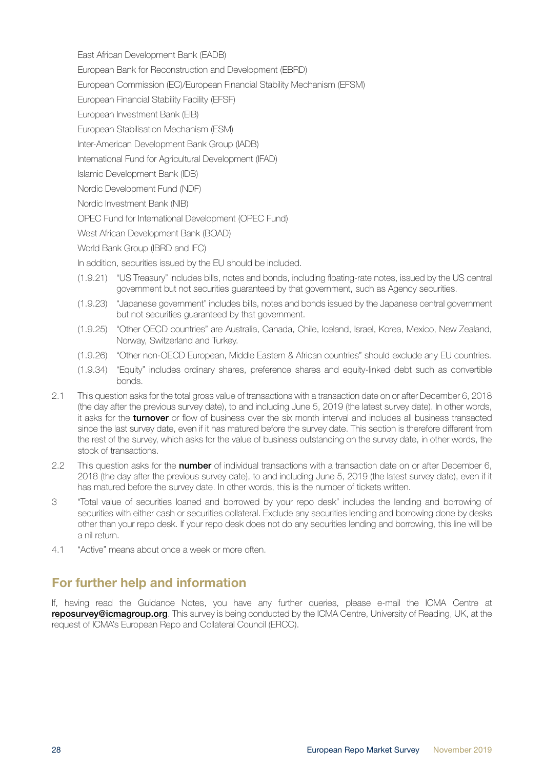East African Development Bank (EADB)

European Bank for Reconstruction and Development (EBRD)

European Commission (EC)/European Financial Stability Mechanism (EFSM)

European Financial Stability Facility (EFSF)

European Investment Bank (EIB)

European Stabilisation Mechanism (ESM)

Inter-American Development Bank Group (IADB)

International Fund for Agricultural Development (IFAD)

Islamic Development Bank (IDB)

Nordic Development Fund (NDF)

Nordic Investment Bank (NIB)

OPEC Fund for International Development (OPEC Fund)

West African Development Bank (BOAD)

World Bank Group (IBRD and IFC)

In addition, securities issued by the EU should be included.

(1.9.21) "US Treasury" includes bills, notes and bonds, including floating-rate notes, issued by the US central government but not securities guaranteed by that government, such as Agency securities.

(1.9.23) "Japanese government" includes bills, notes and bonds issued by the Japanese central government but not securities guaranteed by that government.

(1.9.25) "Other OECD countries" are Australia, Canada, Chile, Iceland, Israel, Korea, Mexico, New Zealand, Norway, Switzerland and Turkey.

(1.9.26) "Other non-OECD European, Middle Eastern & African countries" should exclude any EU countries.

(1.9.34) "Equity" includes ordinary shares, preference shares and equity-linked debt such as convertible bonds.

2.1 This question asks for the total gross value of transactions with a transaction date on or after December 6, 2018 (the day after the previous survey date), to and including June 5, 2019 (the latest survey date). In other words, it asks for the **turnover** or flow of business over the six month interval and includes all business transacted since the last survey date, even if it has matured before the survey date. This section is therefore different from the rest of the survey, which asks for the value of business outstanding on the survey date, in other words, the stock of transactions.

2.2 This question asks for the **number** of individual transactions with a transaction date on or after December 6, 2018 (the day after the previous survey date), to and including June 5, 2019 (the latest survey date), even if it has matured before the survey date. In other words, this is the number of tickets written.

3 "Total value of securities loaned and borrowed by your repo desk" includes the lending and borrowing of securities with either cash or securities collateral. Exclude any securities lending and borrowing done by desks other than your repo desk. If your repo desk does not do any securities lending and borrowing, this line will be a nil return.

4.1 "Active" means about once a week or more often.

## For further help and information

If, having read the Guidance Notes, you have any further queries, please e-mail the ICMA Centre at **reposurvey@icmagroup.org**. This survey is being conducted by the ICMA Centre, University of Reading, UK, at the request of ICMA's European Repo and Collateral Council (ERCC).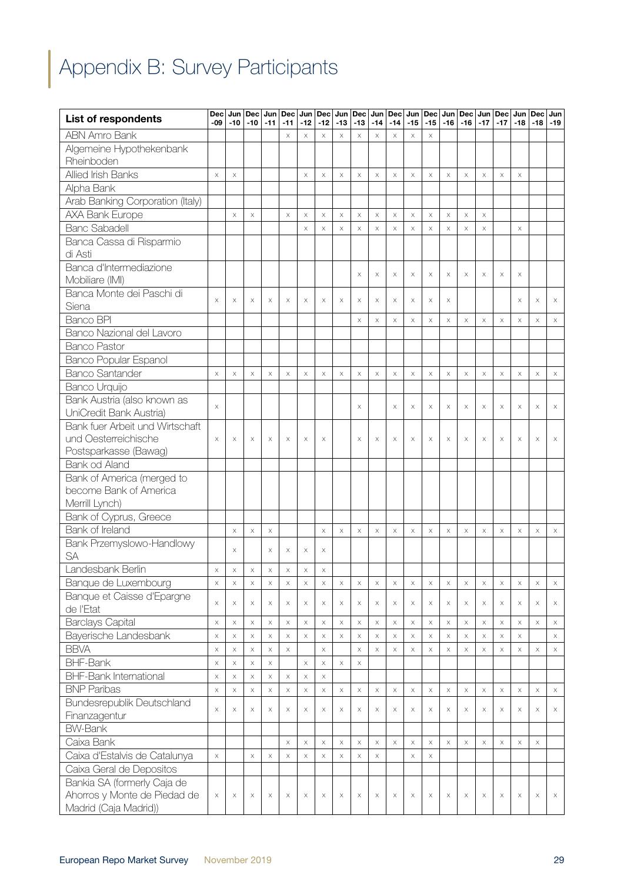# Appendix B: Survey Participants

| List of respondents | Dec -09 | Jun -10 | Dec -10 | Jun -11 | Dec -11 | Jun -12 | Dec -12 | Jun -13 | Dec -13 | Jun -14 | Dec -14 | Jun -15 | Dec -15 | Jun -16 | Dec -16 | Jun -17 | Dec -17 | Jun -18 | Dec -18 | Jun -19 |
|---|---|---|---|---|---|---|---|---|---|---|---|---|---|---|---|---|---|---|---|---|
| ABN Amro Bank | | | | | x | x | x | x | x | x | x | x | x | | | | | | | |
| Algemeine Hypothekenbank Rheinboden | | | | | | | | | | | | | | | | | | | | |
| Allied Irish Banks | x | x | | | | x | x | x | x | x | x | x | x | x | x | x | x | x | | |
| Alpha Bank | | | | | | | | | | | | | | | | | | | | |
| Arab Banking Corporation (Italy) | | | | | | | | | | | | | | | | | | | | |
| AXA Bank Europe | | x | x | | x | x | x | x | x | x | x | x | x | x | x | x | | | | |
| Banc Sabadell | | | | | | x | x | x | x | x | x | x | x | x | x | x | | x | | |
| Banca Cassa di Risparmio di Asti | | | | | | | | | | | | | | | | | | | | |
| Banca d'Intermediazione Mobiliare (IMI) | | | | | | | | | x | x | x | x | x | x | x | x | x | x | | |
| Banca Monte dei Paschi di Siena | x | x | x | x | x | x | x | x | x | x | x | x | x | x | | | | x | x | x |
| Banco BPI | | | | | | | | | x | x | x | x | x | x | x | x | x | x | x | x |
| Banco Nazional del Lavoro | | | | | | | | | | | | | | | | | | | | |
| Banco Pastor | | | | | | | | | | | | | | | | | | | | |
| Banco Popular Espanol | | | | | | | | | | | | | | | | | | | | |
| Banco Santander | x | x | x | x | x | x | x | x | x | x | x | x | x | x | x | x | x | x | x | x |
| Banco Urquijo | | | | | | | | | | | | | | | | | | | | |
| Bank Austria (also known as UniCredit Bank Austria) | x | | | | | | | | x | | x | x | x | x | x | x | x | x | x | x |
| Bank fuer Arbeit und Wirtschaft und Oesterreichische Postsparkasse (Bawag) | x | x | x | x | x | x | x | | x | x | x | x | x | x | x | x | x | x | x | x |
| Bank od Aland | | | | | | | | | | | | | | | | | | | | |
| Bank of America (merged to become Bank of America Merrill Lynch) | | | | | | | | | | | | | | | | | | | | |
| Bank of Cyprus, Greece | | | | | | | | | | | | | | | | | | | | |
| Bank of Ireland | | x | x | x | | | x | x | x | x | x | x | x | x | x | x | x | x | x | x |
| Bank Przemyslowo-Handlowy SA | | x | | x | x | x | x | | | | | | | | | | | | | |
| Landesbank Berlin | x | x | x | x | x | x | x | | | | | | | | | | | | | |
| Banque de Luxembourg | x | x | x | x | x | x | x | x | x | x | x | x | x | x | x | x | x | x | x | x |
| Banque et Caisse d'Epargne de l'Etat | x | x | x | x | x | x | x | x | x | x | x | x | x | x | x | x | x | x | x | x |
| Barclays Capital | x | x | x | x | x | x | x | x | x | x | x | x | x | x | x | x | x | x | x | x |
| Bayerische Landesbank | x | x | x | x | x | x | x | x | x | x | x | x | x | x | x | x | x | x | | x |
| BBVA | x | x | x | x | x | | x | | x | x | x | x | x | x | x | x | x | x | x | x |
| BHF-Bank | x | x | x | x | | x | x | x | x | | | | | | | | | | | |
| BHF-Bank International | x | x | x | x | x | x | x | | | | | | | | | | | | | |
| BNP Paribas | x | x | x | x | x | x | x | x | x | x | x | x | x | x | x | x | x | x | x | x |
| Bundesrepublik Deutschland Finanzagentur | x | x | x | x | x | x | x | x | x | x | x | x | x | x | x | x | x | x | x | x |
| BW-Bank | | | | | | | | | | | | | | | | | | | | |
| Caixa Bank | | | | | x | x | x | x | x | x | x | x | x | x | x | x | x | x | x | |
| Caixa d'Estalvis de Catalunya | x | | x | x | x | x | x | x | x | x | | x | x | | | | | | | |
| Caixa Geral de Depositos | | | | | | | | | | | | | | | | | | | | |
| Bankia SA (formerly Caja de Ahorros y Monte de Piedad de Madrid (Caja Madrid)) | x | x | x | x | x | x | x | x | x | x | x | x | x | x | x | x | x | x | x | x |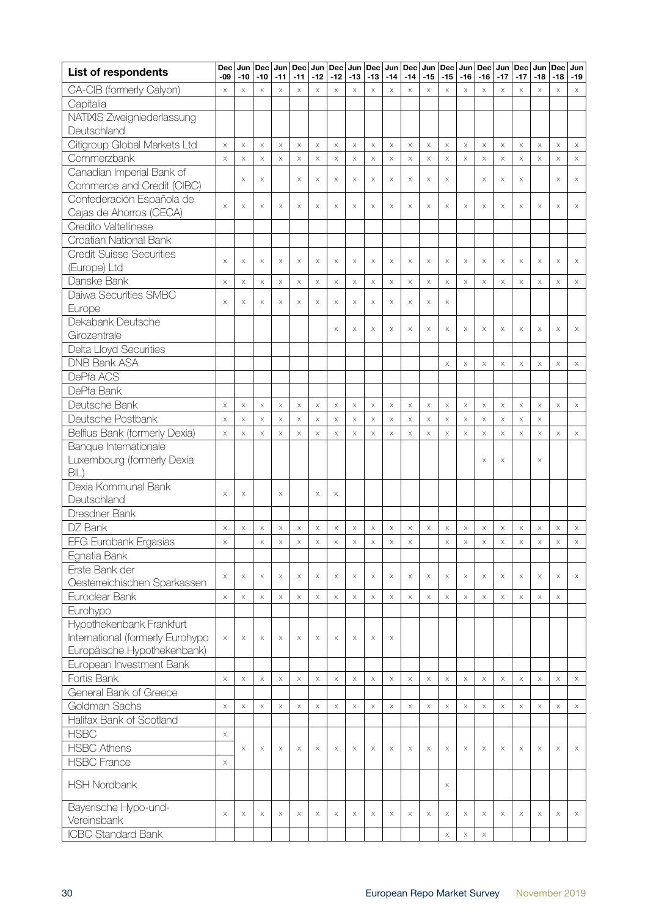| List of respondents | Dec -09 | Jun -10 | Dec -10 | Jun -11 | Dec -11 | Jun -12 | Dec -12 | Jun -13 | Dec -13 | Jun -14 | Dec -14 | Jun -15 | Dec -15 | Jun -16 | Dec -16 | Jun -17 | Dec -17 | Jun -18 | Dec -18 | Jun -19 |
|---|---|---|---|---|---|---|---|---|---|---|---|---|---|---|---|---|---|---|---|---|
| CA-CIB (formerly Calyon) | x | x | x | x | x | x | x | x | x | x | x | x | x | x | x | x | x | x | x | x |
| Capitalia | | | | | | | | | | | | | | | | | | | | |
| NATIXIS Zweigniederlassung Deutschland | | | | | | | | | | | | | | | | | | | | |
| Citigroup Global Markets Ltd | x | x | x | x | x | x | x | x | x | x | x | x | x | x | x | x | x | x | x | x |
| Commerzbank | x | x | x | x | x | x | x | x | x | x | x | x | x | x | x | x | x | x | x | x |
| Canadian Imperial Bank of Commerce and Credit (CIBC) | | x | x | | x | x | x | x | x | x | x | x | x | | x | x | x | | x | x |
| Confederación Española de Cajas de Ahorros (CECA) | x | x | x | x | x | x | x | x | x | x | x | x | x | x | x | x | x | x | x | x |
| Credito Valtellinese | | | | | | | | | | | | | | | | | | | | |
| Croatian National Bank | | | | | | | | | | | | | | | | | | | | |
| Credit Suisse Securities (Europe) Ltd | x | x | x | x | x | x | x | x | x | x | x | x | x | x | x | x | x | x | x | x |
| Danske Bank | x | x | x | x | x | x | x | x | x | x | x | x | x | x | x | x | x | x | x | x |
| Daiwa Securities SMBC Europe | x | x | x | x | x | x | x | x | x | x | x | x | x | | | | | | | |
| Dekabank Deutsche Girozentrale | | | | | | | x | x | x | x | x | x | x | x | x | x | x | x | x | x |
| Delta Lloyd Securities | | | | | | | | | | | | | | | | | | | | |
| DNB Bank ASA | | | | | | | | | | | | | x | x | x | x | x | x | x | x |
| DePfa ACS | | | | | | | | | | | | | | | | | | | | |
| DePfa Bank | | | | | | | | | | | | | | | | | | | | |
| Deutsche Bank | x | x | x | x | x | x | x | x | x | x | x | x | x | x | x | x | x | x | x | x |
| Deutsche Postbank | x | x | x | x | x | x | x | x | x | x | x | x | x | x | x | x | x | x | | |
| Belfius Bank (formerly Dexia) | x | x | x | x | x | x | x | x | x | x | x | x | x | x | x | x | x | x | x | x |
| Banque Internationale Luxembourg (formerly Dexia BIL) | | | | | | | | | | | | | | | x | x | | x | | |
| Dexia Kommunal Bank Deutschland | x | x | | x | | x | x | | | | | | | | | | | | | |
| Dresdner Bank | | | | | | | | | | | | | | | | | | | | |
| DZ Bank | x | x | x | x | x | x | x | x | x | x | x | x | x | x | x | x | x | x | x | x |
| EFG Eurobank Ergasias | x | | x | x | x | x | x | x | x | x | x | | x | x | x | x | x | x | x | x |
| Egnatia Bank | | | | | | | | | | | | | | | | | | | | |
| Erste Bank der Oesterreichischen Sparkassen | x | x | x | x | x | x | x | x | x | x | x | x | x | x | x | x | x | x | x | x |
| Euroclear Bank | x | x | x | x | x | x | x | x | x | x | x | x | x | x | x | x | x | x | x | |
| Eurohypo | | | | | | | | | | | | | | | | | | | | |
| Hypothekenbank Frankfurt International (formerly Eurohypo Europäische Hypothekenbank) | x | x | x | x | x | x | x | x | x | x | | | | | | | | | | |
| European Investment Bank | | | | | | | | | | | | | | | | | | | | |
| Fortis Bank | x | x | x | x | x | x | x | x | x | x | x | x | x | x | x | x | x | x | x | x |
| General Bank of Greece | | | | | | | | | | | | | | | | | | | | |
| Goldman Sachs | x | x | x | x | x | x | x | x | x | x | x | x | x | x | x | x | x | x | x | x |
| Halifax Bank of Scotland | | | | | | | | | | | | | | | | | | | | |
| HSBC | x | | | | | | | | | | | | | | | | | | | |
| HSBC Athens | | x | x | x | x | x | x | x | x | x | x | x | x | x | x | x | x | x | x | x |
| HSBC France | x | | | | | | | | | | | | | | | | | | | |
| HSH Nordbank | | | | | | | | | | | | | x | | | | | | | |
| Bayerische Hypo-und-Vereinsbank | x | x | x | x | x | x | x | x | x | x | x | x | x | x | x | x | x | x | x | x |
| ICBC Standard Bank | | | | | | | | | | | | | x | x | x | | | | | |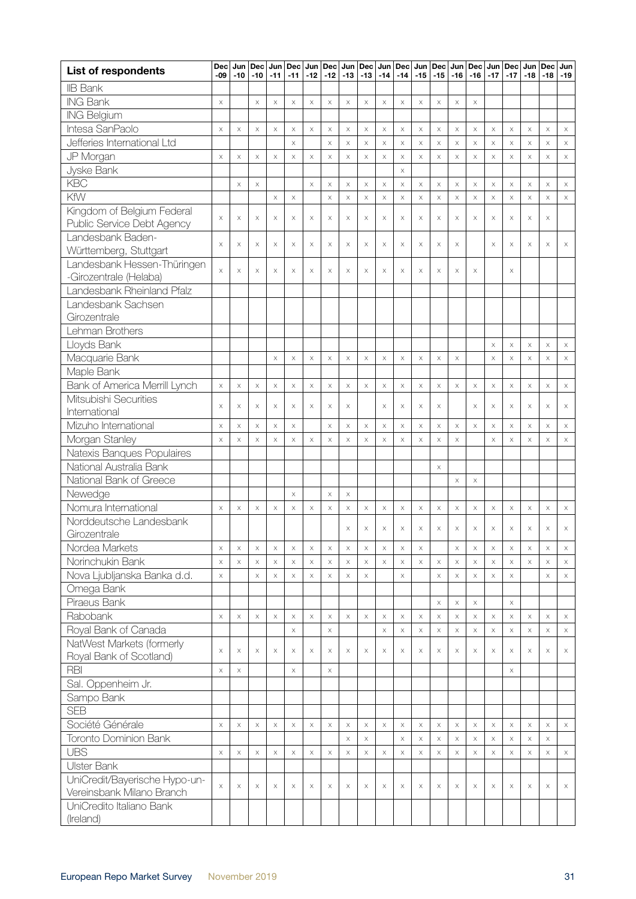| List of respondents | Dec -09 | Jun -10 | Dec -10 | Jun -11 | Dec -11 | Jun -12 | Dec -12 | Jun -13 | Dec -13 | Jun -14 | Dec -14 | Jun -15 | Dec -15 | Jun -16 | Dec -16 | Jun -17 | Dec -17 | Jun -18 | Dec -18 | Jun -19 |
|---|---|---|---|---|---|---|---|---|---|---|---|---|---|---|---|---|---|---|---|---|
| IIB Bank | | | | | | | | | | | | | | | | | | | | |
| ING Bank | x | | x | x | x | x | x | x | x | x | x | x | x | x | x | | | | | |
| ING Belgium | | | | | | | | | | | | | | | | | | | | |
| Intesa SanPaolo | x | x | x | x | x | x | x | x | x | x | x | x | x | x | x | x | x | x | x | x |
| Jefferies International Ltd | | | | | x | | x | x | x | x | x | x | x | x | x | x | x | x | x | x |
| JP Morgan | x | x | x | x | x | x | x | x | x | x | x | x | x | x | x | x | x | x | x | x |
| Jyske Bank | | | | | | | | | | | x | | | | | | | | | |
| KBC | | x | x | | | x | x | x | x | x | x | x | x | x | x | x | x | x | x | x |
| KfW | | | | x | x | | x | x | x | x | x | x | x | x | x | x | x | x | x | x |
| Kingdom of Belgium Federal Public Service Debt Agency | x | x | x | x | x | x | x | x | x | x | x | x | x | x | x | x | x | x | x | |
| Landesbank Baden-Württemberg, Stuttgart | x | x | x | x | x | x | x | x | x | x | x | x | x | x | | x | x | x | x | x |
| Landesbank Hessen-Thüringen -Girozentrale (Helaba) | x | x | x | x | x | x | x | x | x | x | x | x | x | x | x | | x | | | |
| Landesbank Rheinland Pfalz | | | | | | | | | | | | | | | | | | | | |
| Landesbank Sachsen Girozentrale | | | | | | | | | | | | | | | | | | | | |
| Lehman Brothers | | | | | | | | | | | | | | | | | | | | |
| Lloyds Bank | | | | | | | | | | | | | | | | x | x | x | x | x |
| Macquarie Bank | | | | x | x | x | x | x | x | x | x | x | x | x | | x | x | x | x | x |
| Maple Bank | | | | | | | | | | | | | | | | | | | | |
| Bank of America Merrill Lynch | x | x | x | x | x | x | x | x | x | x | x | x | x | x | x | x | x | x | x | x |
| Mitsubishi Securities International | x | x | x | x | x | x | x | x | | x | x | x | x | | x | x | x | x | x | x |
| Mizuho International | x | x | x | x | x | | x | x | x | x | x | x | x | x | x | x | x | x | x | x |
| Morgan Stanley | x | x | x | x | x | x | x | x | x | x | x | x | x | x | | x | x | x | x | x |
| Natexis Banques Populaires | | | | | | | | | | | | | | | | | | | | |
| National Australia Bank | | | | | | | | | | | | | x | | | | | | | |
| National Bank of Greece | | | | | | | | | | | | | | x | x | | | | | |
| Newedge | | | | | x | | x | x | | | | | | | | | | | | |
| Nomura International | x | x | x | x | x | x | x | x | x | x | x | x | x | x | x | x | x | x | x | x |
| Norddeutsche Landesbank Girozentrale | | | | | | | | x | x | x | x | x | x | x | x | x | x | x | x | x |
| Nordea Markets | x | x | x | x | x | x | x | x | x | x | x | x | | x | x | x | x | x | x | x |
| Norinchukin Bank | x | x | x | x | x | x | x | x | x | x | x | x | x | x | x | x | x | x | x | x |
| Nova Ljubljanska Banka d.d. | x | | x | x | x | x | x | x | x | | x | | x | x | x | x | x | | x | x |
| Omega Bank | | | | | | | | | | | | | | | | | | | | |
| Piraeus Bank | | | | | | | | | | | | | x | x | x | | x | | | |
| Rabobank | x | x | x | x | x | x | x | x | x | x | x | x | x | x | x | x | x | x | x | x |
| Royal Bank of Canada | | | | | x | | x | | | x | x | x | x | x | x | x | x | x | x | x |
| NatWest Markets (formerly Royal Bank of Scotland) | x | x | x | x | x | x | x | x | x | x | x | x | x | x | x | x | x | x | x | x |
| RBI | x | x | | | x | | x | | | | | | | | | | x | | | |
| Sal. Oppenheim Jr. | | | | | | | | | | | | | | | | | | | | |
| Sampo Bank | | | | | | | | | | | | | | | | | | | | |
| SEB | | | | | | | | | | | | | | | | | | | | |
| Société Générale | x | x | x | x | x | x | x | x | x | x | x | x | x | x | x | x | x | x | x | x |
| Toronto Dominion Bank | | | | | | | | x | x | | x | x | x | x | x | x | x | x | x | |
| UBS | x | x | x | x | x | x | x | x | x | x | x | x | x | x | x | x | x | x | x | x |
| Ulster Bank | | | | | | | | | | | | | | | | | | | | |
| UniCredit/Bayerische Hypo-un-Vereinsbank Milano Branch | x | x | x | x | x | x | x | x | x | x | x | x | x | x | x | x | x | x | x | x |
| UniCredito Italiano Bank (Ireland) | | | | | | | | | | | | | | | | | | | | |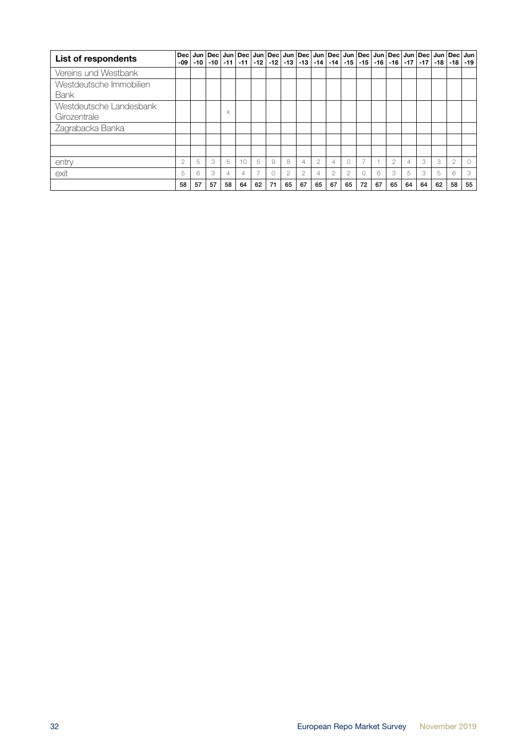| List of respondents | Dec -09 | Jun -10 | Dec -10 | Jun -11 | Dec -11 | Jun -12 | Dec -12 | Jun -13 | Dec -13 | Jun -14 | Dec -14 | Jun -15 | Dec -15 | Jun -16 | Dec -16 | Jun -17 | Dec -17 | Jun -18 | Dec -18 | Jun -19 |
|---|---|---|---|---|---|---|---|---|---|---|---|---|---|---|---|---|---|---|---|---|
| Vereins und Westbank | | | | | | | | | | | | | | | | | | | | |
| Westdeutsche Immobilien Bank | | | | | | | | | | | | | | | | | | | | |
| Westdeutsche Landesbank Girozentrale | | | | x | | | | | | | | | | | | | | | | |
| Zagrabacka Banka | | | | | | | | | | | | | | | | | | | | |
| | | | | | | | | | | | | | | | | | | | | |
| | | | | | | | | | | | | | | | | | | | | |
| entry | 2 | 5 | 3 | 5 | 10 | 5 | 9 | 8 | 4 | 2 | 4 | 0 | 7 | 1 | 2 | 4 | 3 | 3 | 2 | 0 |
| exit | 5 | 6 | 3 | 4 | 4 | 7 | 0 | 2 | 2 | 4 | 2 | 2 | 0 | 6 | 3 | 5 | 3 | 5 | 6 | 3 |
| | **58** | **57** | **57** | **58** | **64** | **62** | **71** | **65** | **67** | **65** | **67** | **65** | **72** | **67** | **65** | **64** | **64** | **62** | **58** | **55** |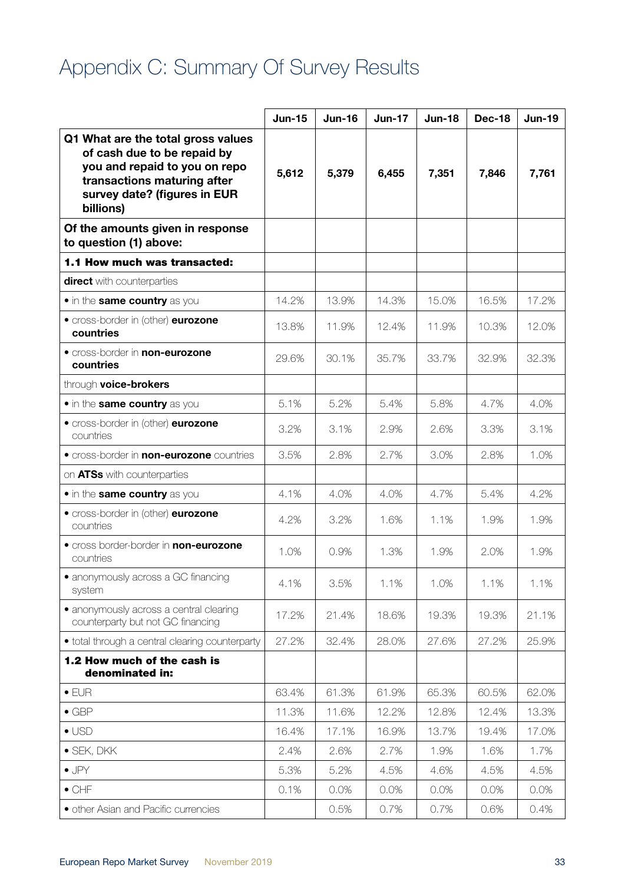# Appendix C: Summary Of Survey Results

| | Jun-15 | Jun-16 | Jun-17 | Jun-18 | Dec-18 | Jun-19 |
|---|---|---|---|---|---|---|
| **Q1 What are the total gross values of cash due to be repaid by you and repaid to you on repo transactions maturing after survey date? (figures in EUR billions)** | **5,612** | **5,379** | **6,455** | **7,351** | **7,846** | **7,761** |
| **Of the amounts given in response to question (1) above:** | | | | | | |
| **1.1 How much was transacted:** | | | | | | |
| **direct** with counterparties | | | | | | |
| • in the **same country** as you | 14.2% | 13.9% | 14.3% | 15.0% | 16.5% | 17.2% |
| • cross-border in (other) **eurozone countries** | 13.8% | 11.9% | 12.4% | 11.9% | 10.3% | 12.0% |
| • cross-border in **non-eurozone countries** | 29.6% | 30.1% | 35.7% | 33.7% | 32.9% | 32.3% |
| through **voice-brokers** | | | | | | |
| • in the **same country** as you | 5.1% | 5.2% | 5.4% | 5.8% | 4.7% | 4.0% |
| • cross-border in (other) **eurozone** countries | 3.2% | 3.1% | 2.9% | 2.6% | 3.3% | 3.1% |
| • cross-border in **non-eurozone** countries | 3.5% | 2.8% | 2.7% | 3.0% | 2.8% | 1.0% |
| on **ATSs** with counterparties | | | | | | |
| • in the **same country** as you | 4.1% | 4.0% | 4.0% | 4.7% | 5.4% | 4.2% |
| • cross-border in (other) **eurozone** countries | 4.2% | 3.2% | 1.6% | 1.1% | 1.9% | 1.9% |
| • cross border-border in **non-eurozone** countries | 1.0% | 0.9% | 1.3% | 1.9% | 2.0% | 1.9% |
| • anonymously across a GC financing system | 4.1% | 3.5% | 1.1% | 1.0% | 1.1% | 1.1% |
| • anonymously across a central clearing counterparty but not GC financing | 17.2% | 21.4% | 18.6% | 19.3% | 19.3% | 21.1% |
| • total through a central clearing counterparty | 27.2% | 32.4% | 28.0% | 27.6% | 27.2% | 25.9% |
| **1.2 How much of the cash is denominated in:** | | | | | | |
| • EUR | 63.4% | 61.3% | 61.9% | 65.3% | 60.5% | 62.0% |
| • GBP | 11.3% | 11.6% | 12.2% | 12.8% | 12.4% | 13.3% |
| • USD | 16.4% | 17.1% | 16.9% | 13.7% | 19.4% | 17.0% |
| • SEK, DKK | 2.4% | 2.6% | 2.7% | 1.9% | 1.6% | 1.7% |
| • JPY | 5.3% | 5.2% | 4.5% | 4.6% | 4.5% | 4.5% |
| • CHF | 0.1% | 0.0% | 0.0% | 0.0% | 0.0% | 0.0% |
| • other Asian and Pacific currencies | | 0.5% | 0.7% | 0.7% | 0.6% | 0.4% |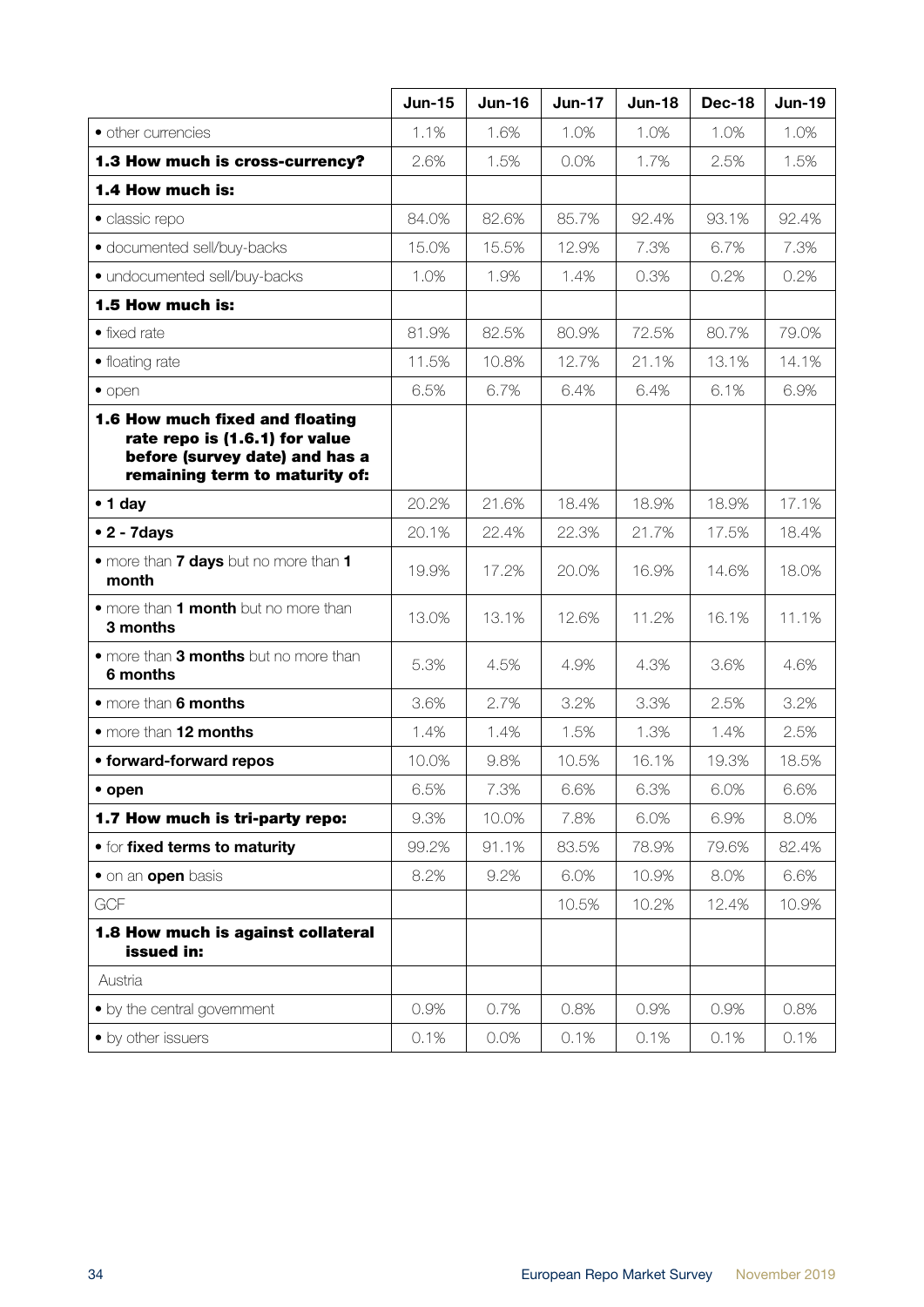| | Jun-15 | Jun-16 | Jun-17 | Jun-18 | Dec-18 | Jun-19 |
|---|---|---|---|---|---|---|
| • other currencies | 1.1% | 1.6% | 1.0% | 1.0% | 1.0% | 1.0% |
| **1.3 How much is cross-currency?** | 2.6% | 1.5% | 0.0% | 1.7% | 2.5% | 1.5% |
| **1.4 How much is:** | | | | | | |
| • classic repo | 84.0% | 82.6% | 85.7% | 92.4% | 93.1% | 92.4% |
| • documented sell/buy-backs | 15.0% | 15.5% | 12.9% | 7.3% | 6.7% | 7.3% |
| • undocumented sell/buy-backs | 1.0% | 1.9% | 1.4% | 0.3% | 0.2% | 0.2% |
| **1.5 How much is:** | | | | | | |
| • fixed rate | 81.9% | 82.5% | 80.9% | 72.5% | 80.7% | 79.0% |
| • floating rate | 11.5% | 10.8% | 12.7% | 21.1% | 13.1% | 14.1% |
| • open | 6.5% | 6.7% | 6.4% | 6.4% | 6.1% | 6.9% |
| **1.6 How much fixed and floating rate repo is (1.6.1) for value before (survey date) and has a remaining term to maturity of:** | | | | | | |
| **• 1 day** | 20.2% | 21.6% | 18.4% | 18.9% | 18.9% | 17.1% |
| **• 2 - 7days** | 20.1% | 22.4% | 22.3% | 21.7% | 17.5% | 18.4% |
| • more than **7 days** but no more than **1 month** | 19.9% | 17.2% | 20.0% | 16.9% | 14.6% | 18.0% |
| • more than **1 month** but no more than **3 months** | 13.0% | 13.1% | 12.6% | 11.2% | 16.1% | 11.1% |
| • more than **3 months** but no more than **6 months** | 5.3% | 4.5% | 4.9% | 4.3% | 3.6% | 4.6% |
| • more than **6 months** | 3.6% | 2.7% | 3.2% | 3.3% | 2.5% | 3.2% |
| • more than **12 months** | 1.4% | 1.4% | 1.5% | 1.3% | 1.4% | 2.5% |
| **• forward-forward repos** | 10.0% | 9.8% | 10.5% | 16.1% | 19.3% | 18.5% |
| **• open** | 6.5% | 7.3% | 6.6% | 6.3% | 6.0% | 6.6% |
| **1.7 How much is tri-party repo:** | 9.3% | 10.0% | 7.8% | 6.0% | 6.9% | 8.0% |
| • for **fixed terms to maturity** | 99.2% | 91.1% | 83.5% | 78.9% | 79.6% | 82.4% |
| • on an **open** basis | 8.2% | 9.2% | 6.0% | 10.9% | 8.0% | 6.6% |
| GCF | | | 10.5% | 10.2% | 12.4% | 10.9% |
| **1.8 How much is against collateral issued in:** | | | | | | |
| Austria | | | | | | |
| • by the central government | 0.9% | 0.7% | 0.8% | 0.9% | 0.9% | 0.8% |
| • by other issuers | 0.1% | 0.0% | 0.1% | 0.1% | 0.1% | 0.1% |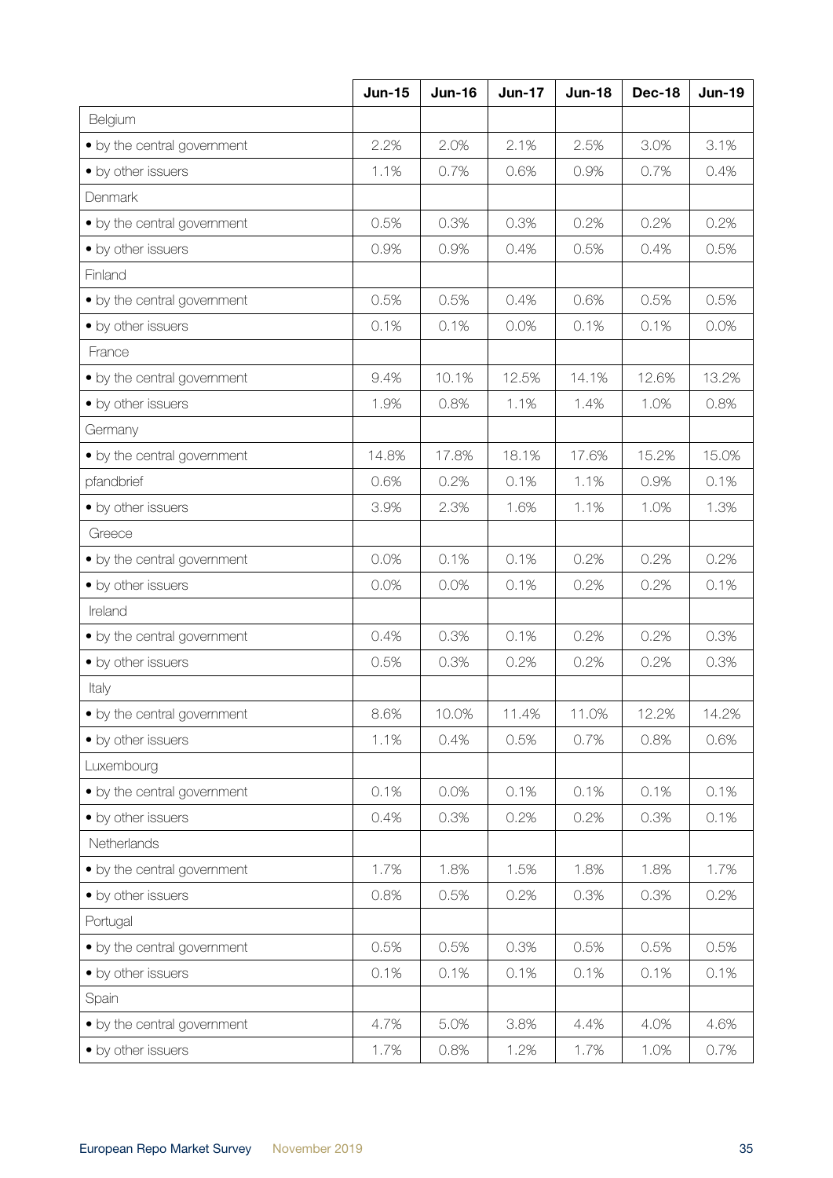| | Jun-15 | Jun-16 | Jun-17 | Jun-18 | Dec-18 | Jun-19 |
|---|---|---|---|---|---|---|
| Belgium | | | | | | |
| • by the central government | 2.2% | 2.0% | 2.1% | 2.5% | 3.0% | 3.1% |
| • by other issuers | 1.1% | 0.7% | 0.6% | 0.9% | 0.7% | 0.4% |
| Denmark | | | | | | |
| • by the central government | 0.5% | 0.3% | 0.3% | 0.2% | 0.2% | 0.2% |
| • by other issuers | 0.9% | 0.9% | 0.4% | 0.5% | 0.4% | 0.5% |
| Finland | | | | | | |
| • by the central government | 0.5% | 0.5% | 0.4% | 0.6% | 0.5% | 0.5% |
| • by other issuers | 0.1% | 0.1% | 0.0% | 0.1% | 0.1% | 0.0% |
| France | | | | | | |
| • by the central government | 9.4% | 10.1% | 12.5% | 14.1% | 12.6% | 13.2% |
| • by other issuers | 1.9% | 0.8% | 1.1% | 1.4% | 1.0% | 0.8% |
| Germany | | | | | | |
| • by the central government | 14.8% | 17.8% | 18.1% | 17.6% | 15.2% | 15.0% |
| pfandbrief | 0.6% | 0.2% | 0.1% | 1.1% | 0.9% | 0.1% |
| • by other issuers | 3.9% | 2.3% | 1.6% | 1.1% | 1.0% | 1.3% |
| Greece | | | | | | |
| • by the central government | 0.0% | 0.1% | 0.1% | 0.2% | 0.2% | 0.2% |
| • by other issuers | 0.0% | 0.0% | 0.1% | 0.2% | 0.2% | 0.1% |
| Ireland | | | | | | |
| • by the central government | 0.4% | 0.3% | 0.1% | 0.2% | 0.2% | 0.3% |
| • by other issuers | 0.5% | 0.3% | 0.2% | 0.2% | 0.2% | 0.3% |
| Italy | | | | | | |
| • by the central government | 8.6% | 10.0% | 11.4% | 11.0% | 12.2% | 14.2% |
| • by other issuers | 1.1% | 0.4% | 0.5% | 0.7% | 0.8% | 0.6% |
| Luxembourg | | | | | | |
| • by the central government | 0.1% | 0.0% | 0.1% | 0.1% | 0.1% | 0.1% |
| • by other issuers | 0.4% | 0.3% | 0.2% | 0.2% | 0.3% | 0.1% |
| Netherlands | | | | | | |
| • by the central government | 1.7% | 1.8% | 1.5% | 1.8% | 1.8% | 1.7% |
| • by other issuers | 0.8% | 0.5% | 0.2% | 0.3% | 0.3% | 0.2% |
| Portugal | | | | | | |
| • by the central government | 0.5% | 0.5% | 0.3% | 0.5% | 0.5% | 0.5% |
| • by other issuers | 0.1% | 0.1% | 0.1% | 0.1% | 0.1% | 0.1% |
| Spain | | | | | | |
| • by the central government | 4.7% | 5.0% | 3.8% | 4.4% | 4.0% | 4.6% |
| • by other issuers | 1.7% | 0.8% | 1.2% | 1.7% | 1.0% | 0.7% |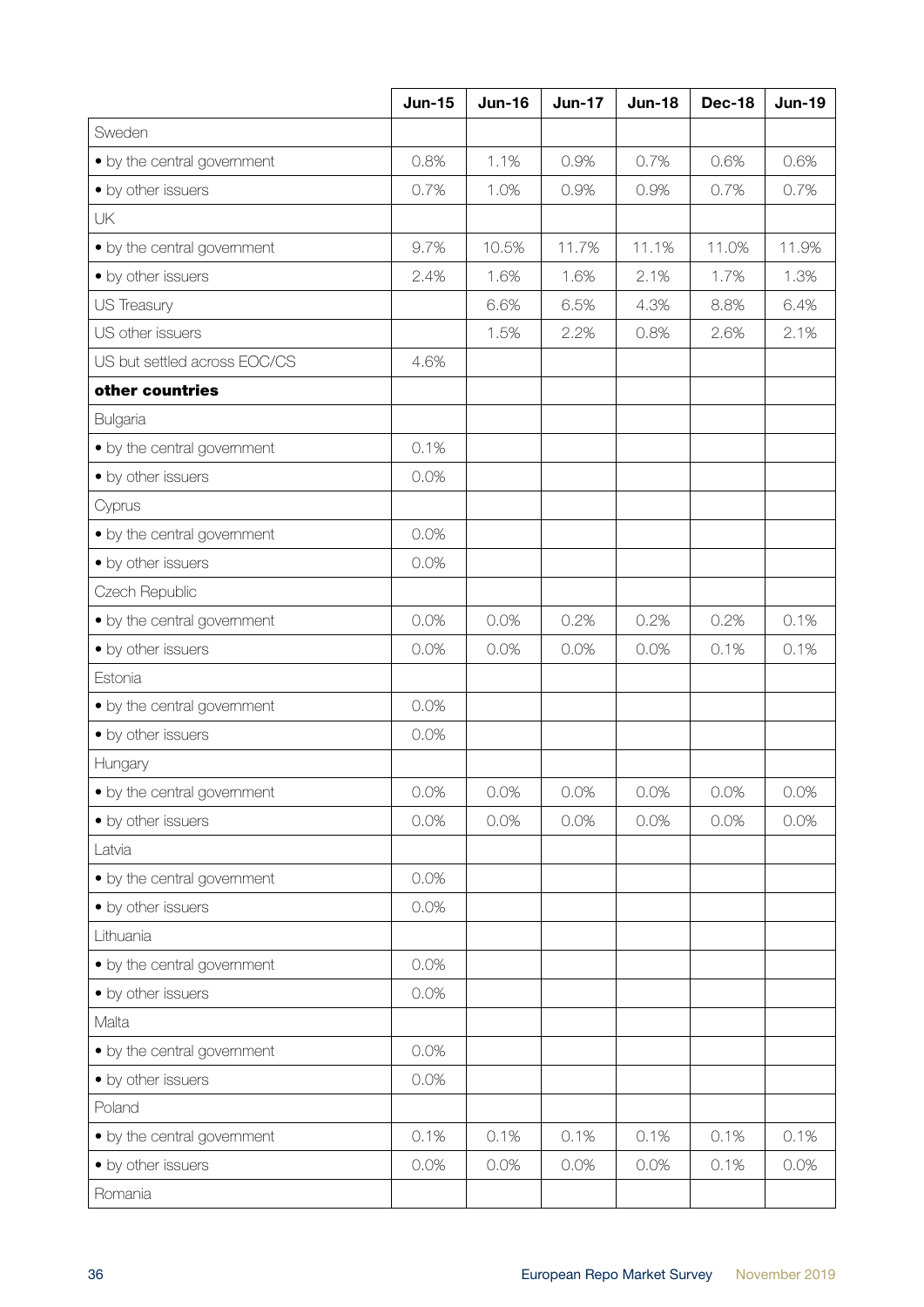| | Jun-15 | Jun-16 | Jun-17 | Jun-18 | Dec-18 | Jun-19 |
|---|---|---|---|---|---|---|
| Sweden | | | | | | |
| • by the central government | 0.8% | 1.1% | 0.9% | 0.7% | 0.6% | 0.6% |
| • by other issuers | 0.7% | 1.0% | 0.9% | 0.9% | 0.7% | 0.7% |
| UK | | | | | | |
| • by the central government | 9.7% | 10.5% | 11.7% | 11.1% | 11.0% | 11.9% |
| • by other issuers | 2.4% | 1.6% | 1.6% | 2.1% | 1.7% | 1.3% |
| US Treasury | | 6.6% | 6.5% | 4.3% | 8.8% | 6.4% |
| US other issuers | | 1.5% | 2.2% | 0.8% | 2.6% | 2.1% |
| US but settled across EOC/CS | 4.6% | | | | | |
| **other countries** | | | | | | |
| Bulgaria | | | | | | |
| • by the central government | 0.1% | | | | | |
| • by other issuers | 0.0% | | | | | |
| Cyprus | | | | | | |
| • by the central government | 0.0% | | | | | |
| • by other issuers | 0.0% | | | | | |
| Czech Republic | | | | | | |
| • by the central government | 0.0% | 0.0% | 0.2% | 0.2% | 0.2% | 0.1% |
| • by other issuers | 0.0% | 0.0% | 0.0% | 0.0% | 0.1% | 0.1% |
| Estonia | | | | | | |
| • by the central government | 0.0% | | | | | |
| • by other issuers | 0.0% | | | | | |
| Hungary | | | | | | |
| • by the central government | 0.0% | 0.0% | 0.0% | 0.0% | 0.0% | 0.0% |
| • by other issuers | 0.0% | 0.0% | 0.0% | 0.0% | 0.0% | 0.0% |
| Latvia | | | | | | |
| • by the central government | 0.0% | | | | | |
| • by other issuers | 0.0% | | | | | |
| Lithuania | | | | | | |
| • by the central government | 0.0% | | | | | |
| • by other issuers | 0.0% | | | | | |
| Malta | | | | | | |
| • by the central government | 0.0% | | | | | |
| • by other issuers | 0.0% | | | | | |
| Poland | | | | | | |
| • by the central government | 0.1% | 0.1% | 0.1% | 0.1% | 0.1% | 0.1% |
| • by other issuers | 0.0% | 0.0% | 0.0% | 0.0% | 0.1% | 0.0% |
| Romania | | | | | | |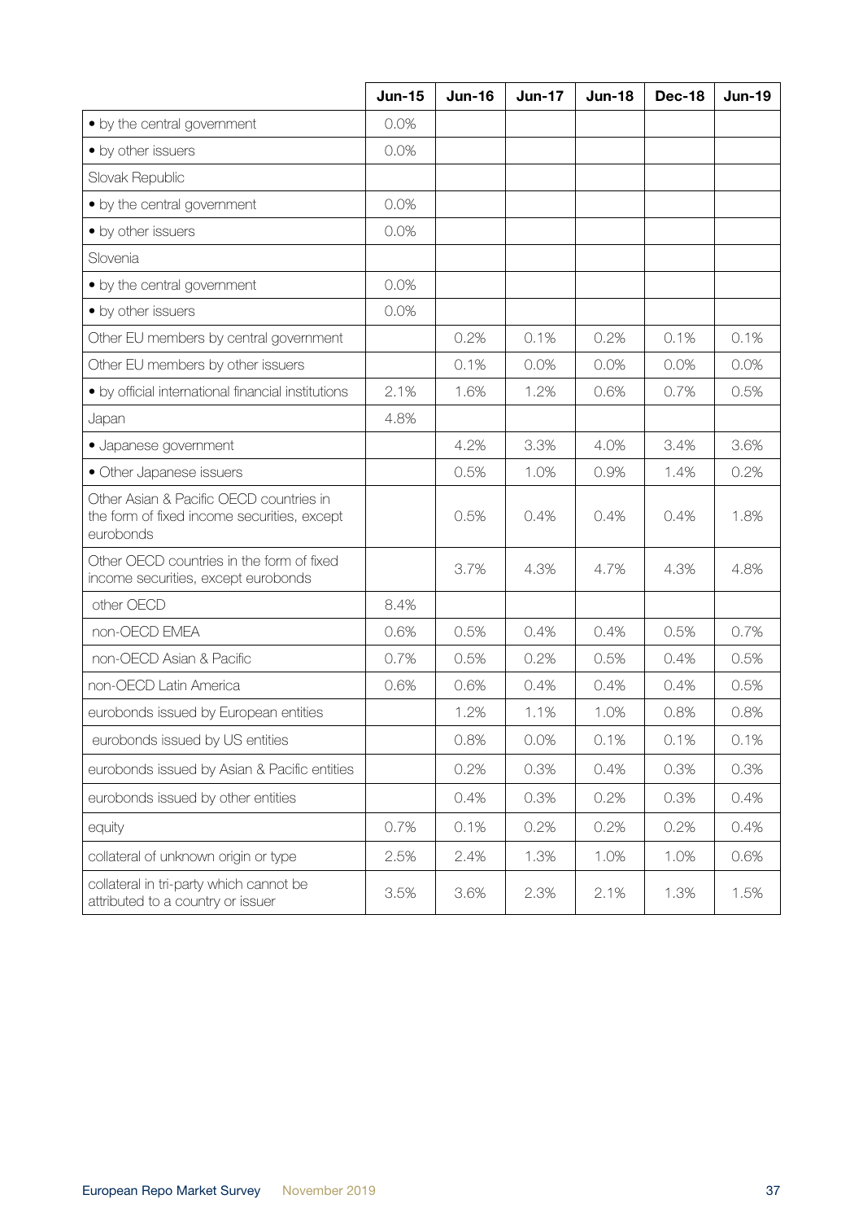| | Jun-15 | Jun-16 | Jun-17 | Jun-18 | Dec-18 | Jun-19 |
|---|---|---|---|---|---|---|
| • by the central government | 0.0% | | | | | |
| • by other issuers | 0.0% | | | | | |
| Slovak Republic | | | | | | |
| • by the central government | 0.0% | | | | | |
| • by other issuers | 0.0% | | | | | |
| Slovenia | | | | | | |
| • by the central government | 0.0% | | | | | |
| • by other issuers | 0.0% | | | | | |
| Other EU members by central government | | 0.2% | 0.1% | 0.2% | 0.1% | 0.1% |
| Other EU members by other issuers | | 0.1% | 0.0% | 0.0% | 0.0% | 0.0% |
| • by official international financial institutions | 2.1% | 1.6% | 1.2% | 0.6% | 0.7% | 0.5% |
| Japan | 4.8% | | | | | |
| • Japanese government | | 4.2% | 3.3% | 4.0% | 3.4% | 3.6% |
| • Other Japanese issuers | | 0.5% | 1.0% | 0.9% | 1.4% | 0.2% |
| Other Asian & Pacific OECD countries in the form of fixed income securities, except eurobonds | | 0.5% | 0.4% | 0.4% | 0.4% | 1.8% |
| Other OECD countries in the form of fixed income securities, except eurobonds | | 3.7% | 4.3% | 4.7% | 4.3% | 4.8% |
| other OECD | 8.4% | | | | | |
| non-OECD EMEA | 0.6% | 0.5% | 0.4% | 0.4% | 0.5% | 0.7% |
| non-OECD Asian & Pacific | 0.7% | 0.5% | 0.2% | 0.5% | 0.4% | 0.5% |
| non-OECD Latin America | 0.6% | 0.6% | 0.4% | 0.4% | 0.4% | 0.5% |
| eurobonds issued by European entities | | 1.2% | 1.1% | 1.0% | 0.8% | 0.8% |
| eurobonds issued by US entities | | 0.8% | 0.0% | 0.1% | 0.1% | 0.1% |
| eurobonds issued by Asian & Pacific entities | | 0.2% | 0.3% | 0.4% | 0.3% | 0.3% |
| eurobonds issued by other entities | | 0.4% | 0.3% | 0.2% | 0.3% | 0.4% |
| equity | 0.7% | 0.1% | 0.2% | 0.2% | 0.2% | 0.4% |
| collateral of unknown origin or type | 2.5% | 2.4% | 1.3% | 1.0% | 1.0% | 0.6% |
| collateral in tri-party which cannot be attributed to a country or issuer | 3.5% | 3.6% | 2.3% | 2.1% | 1.3% | 1.5% |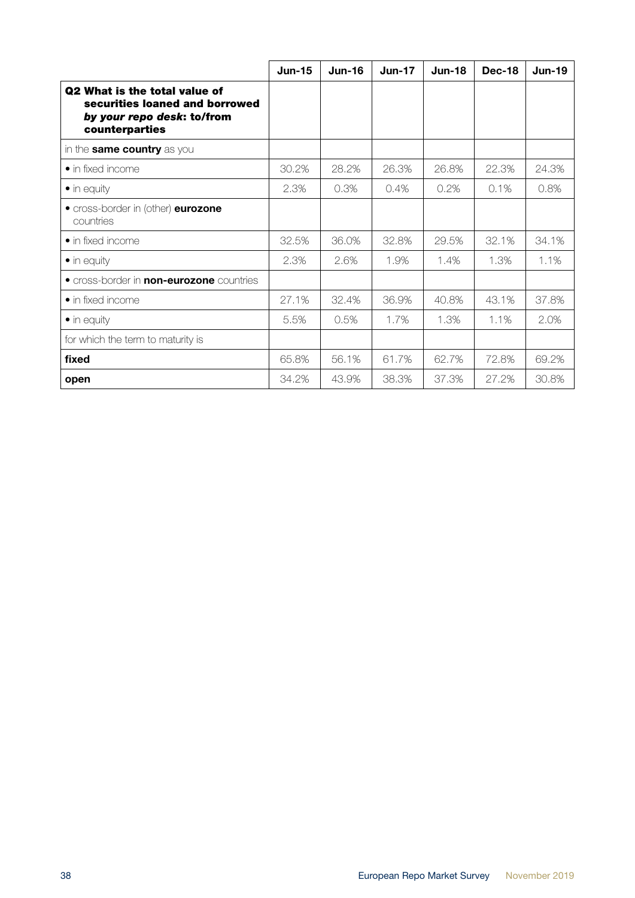| | Jun-15 | Jun-16 | Jun-17 | Jun-18 | Dec-18 | Jun-19 |
|---|---|---|---|---|---|---|
| **Q2 What is the total value of securities loaned and borrowed *by your repo desk*: to/from counterparties** | | | | | | |
| in the **same country** as you | | | | | | |
| • in fixed income | 30.2% | 28.2% | 26.3% | 26.8% | 22.3% | 24.3% |
| • in equity | 2.3% | 0.3% | 0.4% | 0.2% | 0.1% | 0.8% |
| • cross-border in (other) **eurozone** countries | | | | | | |
| • in fixed income | 32.5% | 36.0% | 32.8% | 29.5% | 32.1% | 34.1% |
| • in equity | 2.3% | 2.6% | 1.9% | 1.4% | 1.3% | 1.1% |
| • cross-border in **non-eurozone** countries | | | | | | |
| • in fixed income | 27.1% | 32.4% | 36.9% | 40.8% | 43.1% | 37.8% |
| • in equity | 5.5% | 0.5% | 1.7% | 1.3% | 1.1% | 2.0% |
| for which the term to maturity is | | | | | | |
| **fixed** | 65.8% | 56.1% | 61.7% | 62.7% | 72.8% | 69.2% |
| **open** | 34.2% | 43.9% | 38.3% | 37.3% | 27.2% | 30.8% |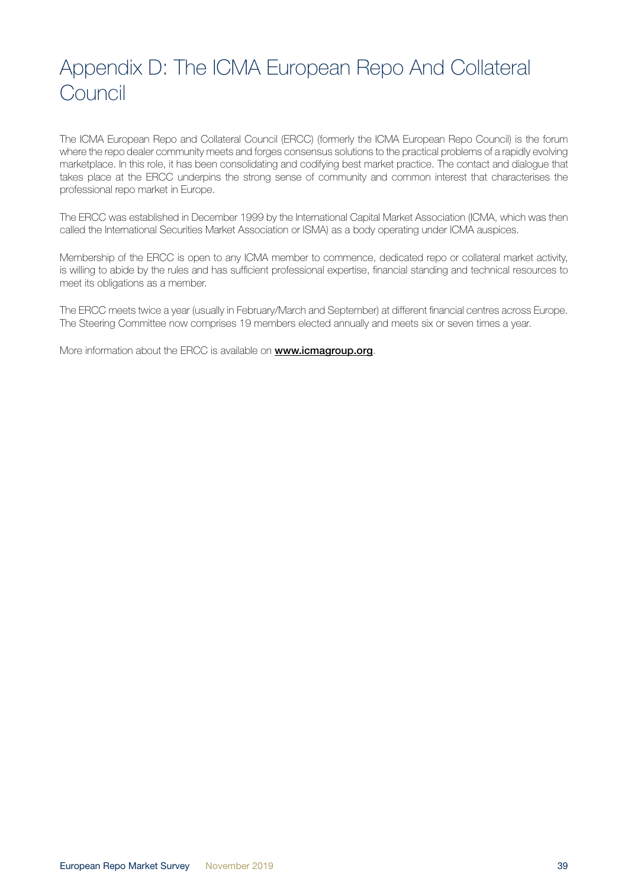# Appendix D: The ICMA European Repo And Collateral Council

The ICMA European Repo and Collateral Council (ERCC) (formerly the ICMA European Repo Council) is the forum where the repo dealer community meets and forges consensus solutions to the practical problems of a rapidly evolving marketplace. In this role, it has been consolidating and codifying best market practice. The contact and dialogue that takes place at the ERCC underpins the strong sense of community and common interest that characterises the professional repo market in Europe.

The ERCC was established in December 1999 by the International Capital Market Association (ICMA, which was then called the International Securities Market Association or ISMA) as a body operating under ICMA auspices.

Membership of the ERCC is open to any ICMA member to commence, dedicated repo or collateral market activity, is willing to abide by the rules and has sufficient professional expertise, financial standing and technical resources to meet its obligations as a member.

The ERCC meets twice a year (usually in February/March and September) at different financial centres across Europe. The Steering Committee now comprises 19 members elected annually and meets six or seven times a year.

More information about the ERCC is available on **www.icmagroup.org**.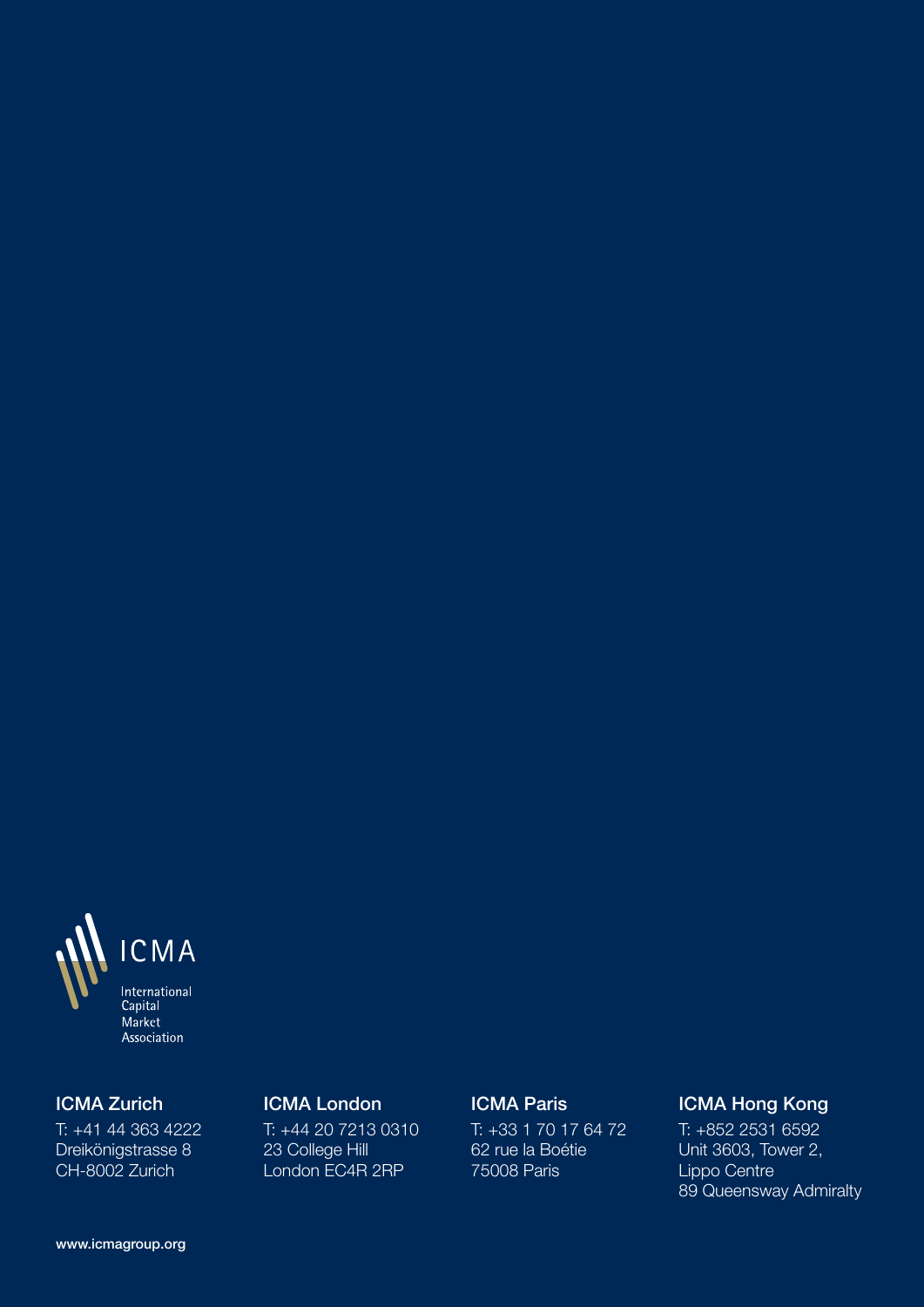ICMA

International
Capital
Market
Association

**ICMA Zurich**
T: +41 44 363 4222
Dreikönigstrasse 8
CH-8002 Zurich

**ICMA London**
T: +44 20 7213 0310
23 College Hill
London EC4R 2RP

**ICMA Paris**
T: +33 1 70 17 64 72
62 rue la Boétie
75008 Paris

**ICMA Hong Kong**
T: +852 2531 6592
Unit 3603, Tower 2,
Lippo Centre
89 Queensway Admiralty

www.icmagroup.org